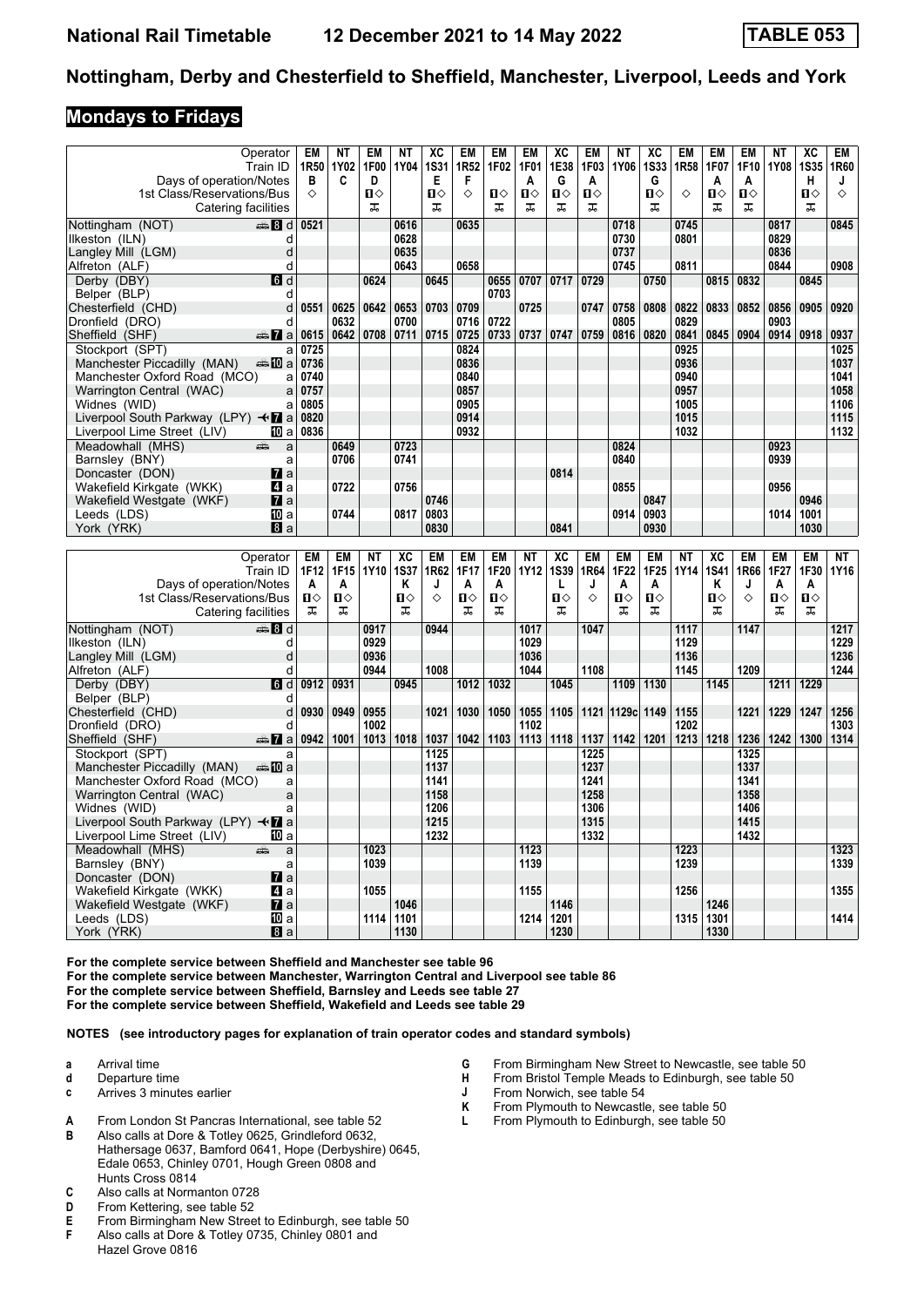# National Rail Timetable 12 December 2021 to 14 May 2022 TABLE 053

## Nottingham, Derby and Chesterfield to Sheffield, Manchester, Liverpool, Leeds and York

### Mondays to Fridays

| Operator | | EM | NT | EM | NT | XC | EM | EM | EM | XC | EM | NT | XC | EM | EM | EM | NT | XC | EM |
|---|---|---|---|---|---|---|---|---|---|---|---|---|---|---|---|---|---|---|---|
| Train ID | | 1R50 | 1Y02 | 1F00 | 1Y04 | 1S31 | 1R52 | 1F02 | 1F01 | 1E38 | 1F03 | 1Y06 | 1S33 | 1R58 | 1F07 | 1F10 | 1Y08 | 1S35 | 1R60 |
| Days of operation/Notes | | B | C | D | | E | F | | A | G | A | | G | | A | A | | H | J |
| 1st Class/Reservations/Bus | | ◇ | | ■◇ | | ■◇ | ◇ | ■◇ | ■◇ | ■◇ | ■◇ | | ■◇ | ◇ | ■◇ | ■◇ | | ■◇ | ◇ |
| Catering facilities | | | | ⚹ | | ⚹ | | ⚹ | ⚹ | ⚹ | ⚹ | | ⚹ | | ⚹ | ⚹ | | ⚹ | |
| Nottingham (NOT) | 8 d | 0521 | | | 0616 | | 0635 | | | | | 0718 | | 0745 | | | 0817 | | 0845 |
| Ilkeston (ILN) | d | | | | 0628 | | | | | | | 0730 | | 0801 | | | 0829 | | |
| Langley Mill (LGM) | d | | | | 0635 | | | | | | | 0737 | | | | | 0836 | | |
| Alfreton (ALF) | d | | | | 0643 | | 0658 | | | | | 0745 | | 0811 | | | 0844 | | 0908 |
| Derby (DBY) | 6 d | | | 0624 | | 0645 | | 0655 | 0707 | 0717 | 0729 | | 0750 | | 0815 | 0832 | | 0845 | |
| Belper (BLP) | d | | | | | | | 0703 | | | | | | | | | | | |
| Chesterfield (CHD) | d | 0551 | 0625 | 0642 | 0653 | 0703 | 0709 | | 0725 | | 0747 | 0758 | 0808 | 0822 | 0833 | 0852 | 0856 | 0905 | 0920 |
| Dronfield (DRO) | d | | 0632 | | 0700 | | 0716 | 0722 | | | | 0805 | | 0829 | | | 0903 | | |
| Sheffield (SHF) | 7 a | 0615 | 0642 | 0708 | 0711 | 0715 | 0725 | 0733 | 0737 | 0747 | 0759 | 0816 | 0820 | 0841 | 0845 | 0904 | 0914 | 0918 | 0937 |
| Stockport (SPT) | a | 0725 | | | | | 0824 | | | | | | | 0925 | | | | | 1025 |
| Manchester Piccadilly (MAN) | 10 a | 0736 | | | | | 0836 | | | | | | | 0936 | | | | | 1037 |
| Manchester Oxford Road (MCO) | a | 0740 | | | | | 0840 | | | | | | | 0940 | | | | | 1041 |
| Warrington Central (WAC) | a | 0757 | | | | | 0857 | | | | | | | 0957 | | | | | 1058 |
| Widnes (WID) | a | 0805 | | | | | 0905 | | | | | | | 1005 | | | | | 1106 |
| Liverpool South Parkway (LPY) | 7 a | 0820 | | | | | 0914 | | | | | | | 1015 | | | | | 1115 |
| Liverpool Lime Street (LIV) | 10 a | 0836 | | | | | 0932 | | | | | | | 1032 | | | | | 1132 |
| Meadowhall (MHS) | a | | 0649 | | 0723 | | | | | | | 0824 | | | | | 0923 | | |
| Barnsley (BNY) | a | | 0706 | | 0741 | | | | | | | 0840 | | | | | 0939 | | |
| Doncaster (DON) | 7 a | | | | | | | | | 0814 | | | | | | | | | |
| Wakefield Kirkgate (WKK) | 4 a | | 0722 | | 0756 | | | | | | | 0855 | | | | | 0956 | | |
| Wakefield Westgate (WKF) | 7 a | | | | | 0746 | | | | | | | 0847 | | | | | 0946 | |
| Leeds (LDS) | 10 a | | 0744 | | 0817 | 0803 | | | | | | 0914 | 0903 | | | | 1014 | 1001 | |
| York (YRK) | 8 a | | | | | 0830 | | | | 0841 | | | 0930 | | | | | 1030 | |

| Operator | | EM | EM | NT | XC | EM | EM | EM | NT | XC | EM | EM | EM | NT | XC | EM | EM | EM | NT |
|---|---|---|---|---|---|---|---|---|---|---|---|---|---|---|---|---|---|---|---|
| Train ID | | 1F12 | 1F15 | 1Y10 | 1S37 | 1R62 | 1F17 | 1F20 | 1Y12 | 1S39 | 1R64 | 1F22 | 1F25 | 1Y14 | 1S41 | 1R66 | 1F27 | 1F30 | 1Y16 |
| Days of operation/Notes | | A | A | | K | J | A | A | | L | J | A | A | | K | J | A | A | |
| 1st Class/Reservations/Bus | | ■◇ | ■◇ | | ■◇ | ◇ | ■◇ | ■◇ | | ■◇ | ◇ | ■◇ | ■◇ | | ■◇ | ◇ | ■◇ | ■◇ | |
| Catering facilities | | ⚹ | ⚹ | | ⚹ | | ⚹ | ⚹ | | ⚹ | | ⚹ | ⚹ | | ⚹ | | ⚹ | ⚹ | |
| Nottingham (NOT) | 8 d | | | 0917 | | 0944 | | | 1017 | | 1047 | | | 1117 | | 1147 | | | 1217 |
| Ilkeston (ILN) | d | | | 0929 | | | | | 1029 | | | | | 1129 | | | | | 1229 |
| Langley Mill (LGM) | d | | | 0936 | | | | | 1036 | | | | | 1136 | | | | | 1236 |
| Alfreton (ALF) | d | | | 0944 | | 1008 | | | 1044 | | 1108 | | | 1145 | | 1209 | | | 1244 |
| Derby (DBY) | 6 d | 0912 | 0931 | | 0945 | | 1012 | 1032 | | 1045 | | 1109 | 1130 | | 1145 | | 1211 | 1229 | |
| Belper (BLP) | d | | | | | | | | | | | | | | | | | | |
| Chesterfield (CHD) | d | 0930 | 0949 | 0955 | | 1021 | 1030 | 1050 | 1055 | 1105 | 1121 | 1129c | 1149 | 1155 | | 1221 | 1229 | 1247 | 1256 |
| Dronfield (DRO) | d | | | 1002 | | | | | 1102 | | | | | 1202 | | | | | 1303 |
| Sheffield (SHF) | 7 a | 0942 | 1001 | 1013 | 1018 | 1037 | 1042 | 1103 | 1113 | 1118 | 1137 | 1142 | 1201 | 1213 | 1218 | 1236 | 1242 | 1300 | 1314 |
| Stockport (SPT) | a | | | | | 1125 | | | | | 1225 | | | | | 1325 | | | |
| Manchester Piccadilly (MAN) | 10 a | | | | | 1137 | | | | | 1237 | | | | | 1337 | | | |
| Manchester Oxford Road (MCO) | a | | | | | 1141 | | | | | 1241 | | | | | 1341 | | | |
| Warrington Central (WAC) | a | | | | | 1158 | | | | | 1258 | | | | | 1358 | | | |
| Widnes (WID) | a | | | | | 1206 | | | | | 1306 | | | | | 1406 | | | |
| Liverpool South Parkway (LPY) | 7 a | | | | | 1215 | | | | | 1315 | | | | | 1415 | | | |
| Liverpool Lime Street (LIV) | 10 a | | | | | 1232 | | | | | 1332 | | | | | 1432 | | | |
| Meadowhall (MHS) | a | | | 1023 | | | | | 1123 | | | | | 1223 | | | | | 1323 |
| Barnsley (BNY) | a | | | 1039 | | | | | 1139 | | | | | 1239 | | | | | 1339 |
| Doncaster (DON) | 7 a | | | | | | | | | | | | | | | | | | |
| Wakefield Kirkgate (WKK) | 4 a | | | 1055 | | | | | 1155 | | | | | 1256 | | | | | 1355 |
| Wakefield Westgate (WKF) | 7 a | | | | 1046 | | | | | 1146 | | | | | 1246 | | | | |
| Leeds (LDS) | 10 a | | | 1114 | 1101 | | | | 1214 | 1201 | | | | 1315 | 1301 | | | | 1414 |
| York (YRK) | 8 a | | | | 1130 | | | | | 1230 | | | | | 1330 | | | | |

**For the complete service between Sheffield and Manchester see table 96**
**For the complete service between Manchester, Warrington Central and Liverpool see table 86**
**For the complete service between Sheffield, Barnsley and Leeds see table 27**
**For the complete service between Sheffield, Wakefield and Leeds see table 29**

**NOTES (see introductory pages for explanation of train operator codes and standard symbols)**

- **a** Arrival time
- **d** Departure time
- **c** Arrives 3 minutes earlier
- **A** From London St Pancras International, see table 52
- **B** Also calls at Dore & Totley 0625, Grindleford 0632, Hathersage 0637, Bamford 0641, Hope (Derbyshire) 0645, Edale 0653, Chinley 0701, Hough Green 0808 and Hunts Cross 0814
- **C** Also calls at Normanton 0728
- **D** From Kettering, see table 52
- **E** From Birmingham New Street to Edinburgh, see table 50
- **F** Also calls at Dore & Totley 0735, Chinley 0801 and Hazel Grove 0816
- **G** From Birmingham New Street to Newcastle, see table 50
- **H** From Bristol Temple Meads to Edinburgh, see table 50
- **J** From Norwich, see table 54
- **K** From Plymouth to Newcastle, see table 50
- **L** From Plymouth to Edinburgh, see table 50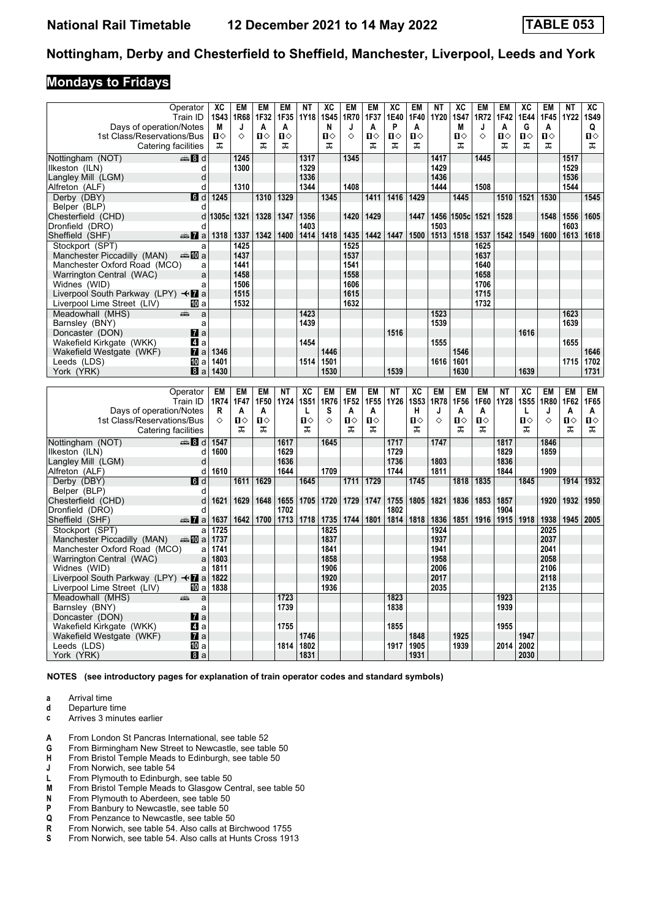# Nottingham, Derby and Chesterfield to Sheffield, Manchester, Liverpool, Leeds and York

## Mondays to Fridays

| Operator | | XC | EM | EM | EM | NT | XC | EM | EM | XC | EM | NT | XC | EM | EM | XC | EM | NT | XC |
|---|---|---|---|---|---|---|---|---|---|---|---|---|---|---|---|---|---|---|---|
| Train ID | | 1S43 | 1R68 | 1F32 | 1F35 | 1Y18 | 1S45 | 1R70 | 1F37 | 1E40 | 1F40 | 1Y20 | 1S47 | 1R72 | 1F42 | 1E44 | 1F45 | 1Y22 | 1S49 |
| Days of operation/Notes | | M | J | A | A | | N | J | A | P | A | | M | J | A | G | A | | Q |
| 1st Class/Reservations/Bus | | ■◇ | ◇ | ■◇ | ■◇ | | ■◇ | ◇ | ■◇ | ■◇ | ■◇ | | ■◇ | ◇ | ■◇ | ■◇ | ■◇ | | ■◇ |
| Catering facilities | | ✠ | | ✠ | ✠ | | ✠ | | ✠ | ✠ | ✠ | | ✠ | | ✠ | ✠ | ✠ | | ✠ |
| Nottingham (NOT) 🚌 8 | d | | 1245 | | | 1317 | | 1345 | | | | 1417 | | 1445 | | | | 1517 | |
| Ilkeston (ILN) | d | | 1300 | | | 1329 | | | | | | 1429 | | | | | | 1529 | |
| Langley Mill (LGM) | d | | | | | 1336 | | | | | | 1436 | | | | | | 1536 | |
| Alfreton (ALF) | d | | 1310 | | | 1344 | | 1408 | | | | 1444 | | 1508 | | | | 1544 | |
| Derby (DBY) 6 | d | 1245 | | 1310 | 1329 | | 1345 | | 1411 | 1416 | 1429 | | 1445 | | 1510 | 1521 | 1530 | | 1545 |
| Belper (BLP) | d | | | | | | | | | | | | | | | | | | |
| Chesterfield (CHD) | d | 1305c | 1321 | 1328 | 1347 | 1356 | | 1420 | 1429 | | 1447 | 1456 | 1505c | 1521 | 1528 | | 1548 | 1556 | 1605 |
| Dronfield (DRO) | d | | | | | 1403 | | | | | | 1503 | | | | | | 1603 | |
| Sheffield (SHF) 🚌 7 | a | 1318 | 1337 | 1342 | 1400 | 1414 | 1418 | 1435 | 1442 | 1447 | 1500 | 1513 | 1518 | 1537 | 1542 | 1549 | 1600 | 1613 | 1618 |
| Stockport (SPT) | a | | 1425 | | | | | 1525 | | | | | | 1625 | | | | | |
| Manchester Piccadilly (MAN) 🚌 10 | a | | 1437 | | | | | 1537 | | | | | | 1637 | | | | | |
| Manchester Oxford Road (MCO) | a | | 1441 | | | | | 1541 | | | | | | 1640 | | | | | |
| Warrington Central (WAC) | a | | 1458 | | | | | 1558 | | | | | | 1658 | | | | | |
| Widnes (WID) | a | | 1506 | | | | | 1606 | | | | | | 1706 | | | | | |
| Liverpool South Parkway (LPY) ✈ 7 | a | | 1515 | | | | | 1615 | | | | | | 1715 | | | | | |
| Liverpool Lime Street (LIV) 10 | a | | 1532 | | | | | 1632 | | | | | | 1732 | | | | | |
| Meadowhall (MHS) 🚌 | a | | | | | 1423 | | | | | | 1523 | | | | | | 1623 | |
| Barnsley (BNY) | a | | | | | 1439 | | | | | | 1539 | | | | | | 1639 | |
| Doncaster (DON) 7 | a | | | | | | | | | 1516 | | | | | | 1616 | | | |
| Wakefield Kirkgate (WKK) 4 | a | | | | | 1454 | | | | | | 1555 | | | | | | 1655 | |
| Wakefield Westgate (WKF) 7 | a | 1346 | | | | | 1446 | | | | | | 1546 | | | | | | 1646 |
| Leeds (LDS) 10 | a | 1401 | | | | 1514 | 1501 | | | | | 1616 | 1601 | | | | | 1715 | 1702 |
| York (YRK) 8 | a | 1430 | | | | | 1530 | | | 1539 | | | 1630 | | | 1639 | | | 1731 |

| Operator | | EM | EM | EM | NT | XC | EM | EM | EM | NT | XC | EM | EM | EM | NT | XC | EM | EM | EM |
|---|---|---|---|---|---|---|---|---|---|---|---|---|---|---|---|---|---|---|---|
| Train ID | | 1R74 | 1F47 | 1F50 | 1Y24 | 1S51 | 1R76 | 1F52 | 1F55 | 1Y26 | 1S53 | 1R78 | 1F56 | 1F60 | 1Y28 | 1S55 | 1R80 | 1F62 | 1F65 |
| Days of operation/Notes | | R | A | A | | L | S | A | A | | H | J | A | A | | L | J | A | A |
| 1st Class/Reservations/Bus | | ◇ | ■◇ | ■◇ | | ■◇ | ◇ | ■◇ | ■◇ | | ■◇ | ◇ | ■◇ | ■◇ | | ■◇ | ◇ | ■◇ | ■◇ |
| Catering facilities | | | ✠ | ✠ | | ✠ | | ✠ | ✠ | | ✠ | | ✠ | ✠ | | ✠ | | ✠ | ✠ |
| Nottingham (NOT) 🚌 8 | d | 1547 | | | 1617 | | 1645 | | | 1717 | | 1747 | | | 1817 | | 1846 | | |
| Ilkeston (ILN) | d | 1600 | | | 1629 | | | | | 1729 | | | | | 1829 | | 1859 | | |
| Langley Mill (LGM) | d | | | | 1636 | | | | | 1736 | | 1803 | | | 1836 | | | | |
| Alfreton (ALF) | d | 1610 | | | 1644 | | 1709 | | | 1744 | | 1811 | | | 1844 | | 1909 | | |
| Derby (DBY) 6 | d | | 1611 | 1629 | | 1645 | | 1711 | 1729 | | 1745 | | 1818 | 1835 | | 1845 | | 1914 | 1932 |
| Belper (BLP) | d | | | | | | | | | | | | | | | | | | |
| Chesterfield (CHD) | d | 1621 | 1629 | 1648 | 1655 | 1705 | 1720 | 1729 | 1747 | 1755 | 1805 | 1821 | 1836 | 1853 | 1857 | | 1920 | 1932 | 1950 |
| Dronfield (DRO) | d | | | | 1702 | | | | | 1802 | | | | | 1904 | | | | |
| Sheffield (SHF) 🚌 7 | a | 1637 | 1642 | 1700 | 1713 | 1718 | 1735 | 1744 | 1801 | 1814 | 1818 | 1836 | 1851 | 1916 | 1915 | 1918 | 1938 | 1945 | 2005 |
| Stockport (SPT) | a | 1725 | | | | | 1825 | | | | | 1924 | | | | | 2025 | | |
| Manchester Piccadilly (MAN) 🚌 10 | a | 1737 | | | | | 1837 | | | | | 1937 | | | | | 2037 | | |
| Manchester Oxford Road (MCO) | a | 1741 | | | | | 1841 | | | | | 1941 | | | | | 2041 | | |
| Warrington Central (WAC) | a | 1803 | | | | | 1858 | | | | | 1958 | | | | | 2058 | | |
| Widnes (WID) | a | 1811 | | | | | 1906 | | | | | 2006 | | | | | 2106 | | |
| Liverpool South Parkway (LPY) ✈ 7 | a | 1822 | | | | | 1920 | | | | | 2017 | | | | | 2118 | | |
| Liverpool Lime Street (LIV) 10 | a | 1838 | | | | | 1936 | | | | | 2035 | | | | | 2135 | | |
| Meadowhall (MHS) 🚌 | a | | | | 1723 | | | | | 1823 | | | | | 1923 | | | | |
| Barnsley (BNY) | a | | | | 1739 | | | | | 1838 | | | | | 1939 | | | | |
| Doncaster (DON) 7 | a | | | | | | | | | | | | | | | | | | |
| Wakefield Kirkgate (WKK) 4 | a | | | | 1755 | | | | | 1855 | | | | | 1955 | | | | |
| Wakefield Westgate (WKF) 7 | a | | | | | 1746 | | | | | 1848 | | 1925 | | | 1947 | | | |
| Leeds (LDS) 10 | a | | | | 1814 | 1802 | | | | 1917 | 1905 | | 1939 | | 2014 | 2002 | | | |
| York (YRK) 8 | a | | | | | 1831 | | | | | 1931 | | | | | 2030 | | | |

**NOTES (see introductory pages for explanation of train operator codes and standard symbols)**

- **a** Arrival time
- **d** Departure time
- **c** Arrives 3 minutes earlier

- **A** From London St Pancras International, see table 52
- **G** From Birmingham New Street to Newcastle, see table 50
- **H** From Bristol Temple Meads to Edinburgh, see table 50
- **J** From Norwich, see table 54
- **L** From Plymouth to Edinburgh, see table 50
- **M** From Bristol Temple Meads to Glasgow Central, see table 50
- **N** From Plymouth to Aberdeen, see table 50
- **P** From Banbury to Newcastle, see table 50
- **Q** From Penzance to Newcastle, see table 50
- **R** From Norwich, see table 54. Also calls at Birchwood 1755
- **S** From Norwich, see table 54. Also calls at Hunts Cross 1913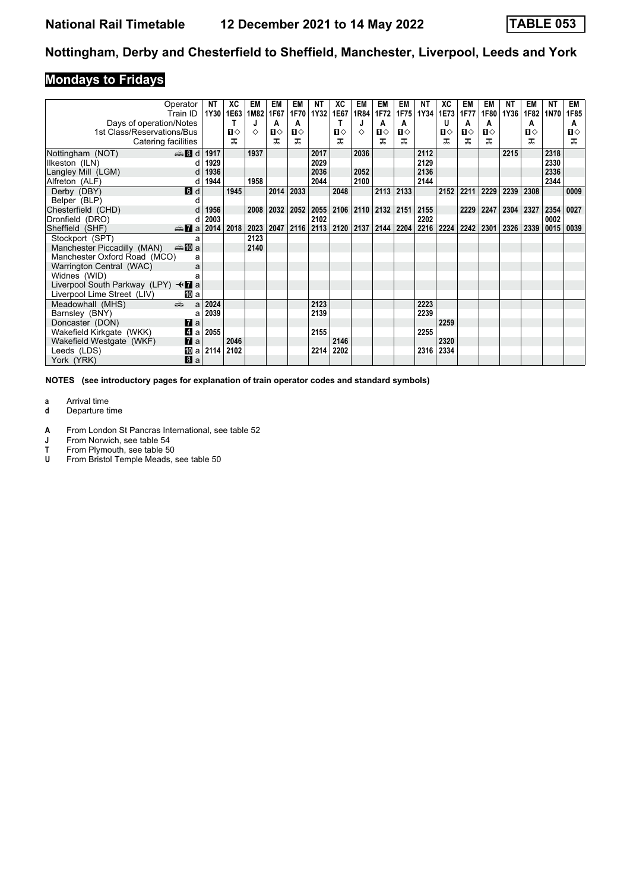# National Rail Timetable 12 December 2021 to 14 May 2022 TABLE 053

## Nottingham, Derby and Chesterfield to Sheffield, Manchester, Liverpool, Leeds and York

### Mondays to Fridays

| Operator | | NT | XC | EM | EM | EM | NT | XC | EM | EM | EM | NT | XC | EM | EM | NT | EM | NT | EM |
|---|---|---|---|---|---|---|---|---|---|---|---|---|---|---|---|---|---|---|---|
| Train ID | | 1Y30 | 1E63 | 1M82 | 1F67 | 1F70 | 1Y32 | 1E67 | 1R84 | 1F72 | 1F75 | 1Y34 | 1E73 | 1F77 | 1F80 | 1Y36 | 1F82 | 1N70 | 1F85 |
| Days of operation/Notes | | | T | J | A | A | | T | J | A | A | | U | A | A | | A | | A |
| 1st Class/Reservations/Bus | | | 1◇ | ◇ | 1◇ | 1◇ | | 1◇ | ◇ | 1◇ | 1◇ | | 1◇ | 1◇ | 1◇ | | 1◇ | | 1◇ |
| Catering facilities | | | ⚏ | | ⚏ | ⚏ | | ⚏ | | ⚏ | ⚏ | | ⚏ | ⚏ | ⚏ | | ⚏ | | ⚏ |
| Nottingham (NOT) | 8 d | 1917 | | 1937 | | | 2017 | | 2036 | | | 2112 | | | | 2215 | | 2318 | |
| Ilkeston (ILN) | d | 1929 | | | | | 2029 | | | | | 2129 | | | | | | 2330 | |
| Langley Mill (LGM) | d | 1936 | | | | | 2036 | | 2052 | | | 2136 | | | | | | 2336 | |
| Alfreton (ALF) | d | 1944 | | 1958 | | | 2044 | | 2100 | | | 2144 | | | | | | 2344 | |
| Derby (DBY) | 6 d | | 1945 | | 2014 | 2033 | | 2048 | | 2113 | 2133 | | 2152 | 2211 | 2229 | 2239 | 2308 | | 0009 |
| Belper (BLP) | d | | | | | | | | | | | | | | | | | | |
| Chesterfield (CHD) | d | 1956 | | 2008 | 2032 | 2052 | 2055 | 2106 | 2110 | 2132 | 2151 | 2155 | | 2229 | 2247 | 2304 | 2327 | 2354 | 0027 |
| Dronfield (DRO) | d | 2003 | | | | | 2102 | | | | | 2202 | | | | | | 0002 | |
| Sheffield (SHF) | 7 a | 2014 | 2018 | 2023 | 2047 | 2116 | 2113 | 2120 | 2137 | 2144 | 2204 | 2216 | 2224 | 2242 | 2301 | 2326 | 2339 | 0015 | 0039 |
| Stockport (SPT) | a | | | 2123 | | | | | | | | | | | | | | | |
| Manchester Piccadilly (MAN) | 10 a | | | 2140 | | | | | | | | | | | | | | | |
| Manchester Oxford Road (MCO) | a | | | | | | | | | | | | | | | | | | |
| Warrington Central (WAC) | a | | | | | | | | | | | | | | | | | | |
| Widnes (WID) | a | | | | | | | | | | | | | | | | | | |
| Liverpool South Parkway (LPY) | 7 a | | | | | | | | | | | | | | | | | | |
| Liverpool Lime Street (LIV) | 10 a | | | | | | | | | | | | | | | | | | |
| Meadowhall (MHS) | a | 2024 | | | | | 2123 | | | | | 2223 | | | | | | | |
| Barnsley (BNY) | a | 2039 | | | | | 2139 | | | | | 2239 | | | | | | | |
| Doncaster (DON) | 7 a | | | | | | | | | | | | 2259 | | | | | | |
| Wakefield Kirkgate (WKK) | 4 a | 2055 | | | | | 2155 | | | | | 2255 | | | | | | | |
| Wakefield Westgate (WKF) | 7 a | | 2046 | | | | | 2146 | | | | | 2320 | | | | | | |
| Leeds (LDS) | 10 a | 2114 | 2102 | | | | 2214 | 2202 | | | | 2316 | 2334 | | | | | | |
| York (YRK) | 8 a | | | | | | | | | | | | | | | | | | |

**NOTES (see introductory pages for explanation of train operator codes and standard symbols)**

**a** Arrival time
**d** Departure time

**A** From London St Pancras International, see table 52
**J** From Norwich, see table 54
**T** From Plymouth, see table 50
**U** From Bristol Temple Meads, see table 50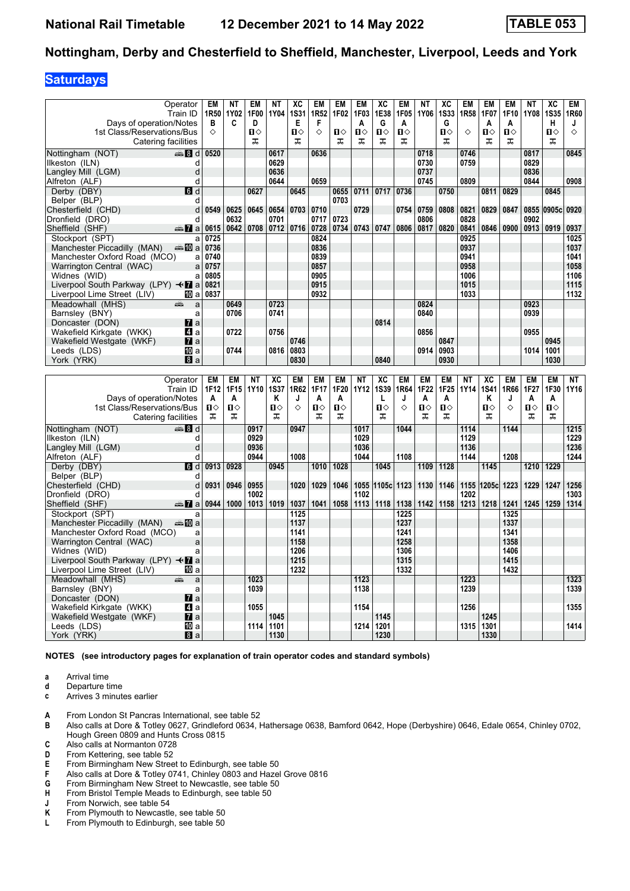# National Rail Timetable — 12 December 2021 to 14 May 2022 — TABLE 053

## Nottingham, Derby and Chesterfield to Sheffield, Manchester, Liverpool, Leeds and York

### Saturdays

| Operator | | EM | NT | EM | NT | XC | EM | EM | EM | XC | EM | NT | XC | EM | EM | EM | NT | XC | EM |
|---|---|---|---|---|---|---|---|---|---|---|---|---|---|---|---|---|---|---|---|
| Train ID | | 1R50 | 1Y02 | 1F00 | 1Y04 | 1S31 | 1R52 | 1F02 | 1F03 | 1E38 | 1F05 | 1Y06 | 1S33 | 1R58 | 1F07 | 1F10 | 1Y08 | 1S35 | 1R60 |
| Days of operation/Notes | | B | C | D | | E | F | | A | G | A | | G | | A | A | | H | J |
| 1st Class/Reservations/Bus | | ◇ | | 1◇ | | 1◇ | ◇ | 1◇ | 1◇ | 1◇ | 1◇ | | 1◇ | ◇ | 1◇ | 1◇ | | 1◇ | ◇ |
| Catering facilities | | | | 🍴 | | 🍴 | 🍴 | 🍴 | 🍴 | 🍴 | 🍴 | | 🍴 | | 🍴 | 🍴 | | 🍴 | |
| Nottingham (NOT) | d | 0520 | | | 0617 | | 0636 | | | | | 0718 | | 0746 | | | 0817 | | 0845 |
| Ilkeston (ILN) | d | | | | 0629 | | | | | | | 0730 | | 0759 | | | 0829 | | |
| Langley Mill (LGM) | d | | | | 0636 | | | | | | | 0737 | | | | | 0836 | | |
| Alfreton (ALF) | d | | | | 0644 | | 0659 | | | | | 0745 | | 0809 | | | 0844 | | 0908 |
| Derby (DBY) | d | | | 0627 | | 0645 | | 0655 | 0711 | 0717 | 0736 | | 0750 | | 0811 | 0829 | | 0845 | |
| Belper (BLP) | d | | | | | | | 0703 | | | | | | | | | | | |
| Chesterfield (CHD) | d | 0549 | 0625 | 0645 | 0654 | 0703 | 0710 | | 0729 | | 0754 | 0759 | 0808 | 0821 | 0829 | 0847 | 0855 | 0905c | 0920 |
| Dronfield (DRO) | d | | 0632 | | 0701 | | 0717 | 0723 | | | | 0806 | | 0828 | | | 0902 | | |
| Sheffield (SHF) | a | 0615 | 0642 | 0708 | 0712 | 0716 | 0728 | 0734 | 0743 | 0747 | 0806 | 0817 | 0820 | 0841 | 0846 | 0900 | 0913 | 0919 | 0937 |
| Stockport (SPT) | a | 0725 | | | | | 0824 | | | | | | | 0925 | | | | | 1025 |
| Manchester Piccadilly (MAN) | a | 0736 | | | | | 0836 | | | | | | | 0937 | | | | | 1037 |
| Manchester Oxford Road (MCO) | a | 0740 | | | | | 0839 | | | | | | | 0941 | | | | | 1041 |
| Warrington Central (WAC) | a | 0757 | | | | | 0857 | | | | | | | 0958 | | | | | 1058 |
| Widnes (WID) | a | 0805 | | | | | 0905 | | | | | | | 1006 | | | | | 1106 |
| Liverpool South Parkway (LPY) | a | 0821 | | | | | 0915 | | | | | | | 1015 | | | | | 1115 |
| Liverpool Lime Street (LIV) | a | 0837 | | | | | 0932 | | | | | | | 1033 | | | | | 1132 |
| Meadowhall (MHS) | a | | 0649 | | 0723 | | | | | | | 0824 | | | | | 0923 | | |
| Barnsley (BNY) | a | | 0706 | | 0741 | | | | | | | 0840 | | | | | 0939 | | |
| Doncaster (DON) | a | | | | | | | | | 0814 | | | | | | | | | |
| Wakefield Kirkgate (WKK) | a | | 0722 | | 0756 | | | | | | | 0856 | | | | | 0955 | | |
| Wakefield Westgate (WKF) | a | | | | | 0746 | | | | | | | 0847 | | | | | 0945 | |
| Leeds (LDS) | a | | 0744 | | 0816 | 0803 | | | | | | 0914 | 0903 | | | | 1014 | 1001 | |
| York (YRK) | a | | | | | 0830 | | | | 0840 | | | 0930 | | | | | 1030 | |

| Operator | | EM | EM | NT | XC | EM | EM | EM | NT | XC | EM | EM | EM | NT | XC | EM | EM | EM | NT |
|---|---|---|---|---|---|---|---|---|---|---|---|---|---|---|---|---|---|---|---|
| Train ID | | 1F12 | 1F15 | 1Y10 | 1S37 | 1R62 | 1F17 | 1F20 | 1Y12 | 1S39 | 1R64 | 1F22 | 1F25 | 1Y14 | 1S41 | 1R66 | 1F27 | 1F30 | 1Y16 |
| Days of operation/Notes | | A | A | | K | J | A | A | | L | J | A | A | | K | J | A | A | |
| 1st Class/Reservations/Bus | | 1◇ | 1◇ | | 1◇ | ◇ | 1◇ | 1◇ | | 1◇ | ◇ | 1◇ | 1◇ | | 1◇ | ◇ | 1◇ | 1◇ | |
| Catering facilities | | 🍴 | 🍴 | | 🍴 | | 🍴 | 🍴 | | 🍴 | | 🍴 | 🍴 | | 🍴 | | 🍴 | 🍴 | |
| Nottingham (NOT) | d | | | 0917 | | 0947 | | | 1017 | | 1044 | | | 1114 | | 1144 | | | 1215 |
| Ilkeston (ILN) | d | | | 0929 | | | | | 1029 | | | | | 1129 | | | | | 1229 |
| Langley Mill (LGM) | d | | | 0936 | | | | | 1036 | | | | | 1136 | | | | | 1236 |
| Alfreton (ALF) | d | | | 0944 | | 1008 | | | 1044 | | 1108 | | | 1144 | | 1208 | | | 1244 |
| Derby (DBY) | d | 0913 | 0928 | | 0945 | | 1010 | 1028 | | 1045 | | 1109 | 1128 | | 1145 | | 1210 | 1229 | |
| Belper (BLP) | d | | | | | | | | | | | | | | | | | | |
| Chesterfield (CHD) | d | 0931 | 0946 | 0955 | | 1020 | 1029 | 1046 | 1055 | 1105c | 1123 | 1130 | 1146 | 1155 | 1205c | 1223 | 1229 | 1247 | 1256 |
| Dronfield (DRO) | d | | | 1002 | | | | | 1102 | | | | | 1202 | | | | | 1303 |
| Sheffield (SHF) | a | 0944 | 1000 | 1013 | 1019 | 1037 | 1041 | 1058 | 1113 | 1118 | 1138 | 1142 | 1158 | 1213 | 1218 | 1241 | 1245 | 1259 | 1314 |
| Stockport (SPT) | a | | | | | 1125 | | | | | 1225 | | | | | 1325 | | | |
| Manchester Piccadilly (MAN) | a | | | | | 1137 | | | | | 1237 | | | | | 1337 | | | |
| Manchester Oxford Road (MCO) | a | | | | | 1141 | | | | | 1241 | | | | | 1341 | | | |
| Warrington Central (WAC) | a | | | | | 1158 | | | | | 1258 | | | | | 1358 | | | |
| Widnes (WID) | a | | | | | 1206 | | | | | 1306 | | | | | 1406 | | | |
| Liverpool South Parkway (LPY) | a | | | | | 1215 | | | | | 1315 | | | | | 1415 | | | |
| Liverpool Lime Street (LIV) | a | | | | | 1232 | | | | | 1332 | | | | | 1432 | | | |
| Meadowhall (MHS) | a | | | 1023 | | | | | 1123 | | | | | 1223 | | | | | 1323 |
| Barnsley (BNY) | a | | | 1039 | | | | | 1138 | | | | | 1239 | | | | | 1339 |
| Doncaster (DON) | a | | | | | | | | | | | | | | | | | | |
| Wakefield Kirkgate (WKK) | a | | | 1055 | | | | | 1154 | | | | | 1256 | | | | | 1355 |
| Wakefield Westgate (WKF) | a | | | | 1045 | | | | | 1145 | | | | | 1245 | | | | |
| Leeds (LDS) | a | | | 1114 | 1101 | | | | 1214 | 1201 | | | | 1315 | 1301 | | | | 1414 |
| York (YRK) | a | | | | 1130 | | | | | 1230 | | | | | 1330 | | | | |

**NOTES (see introductory pages for explanation of train operator codes and standard symbols)**

- **a** Arrival time
- **d** Departure time
- **c** Arrives 3 minutes earlier

- **A** From London St Pancras International, see table 52
- **B** Also calls at Dore & Totley 0627, Grindleford 0634, Hathersage 0638, Bamford 0642, Hope (Derbyshire) 0646, Edale 0654, Chinley 0702, Hough Green 0809 and Hunts Cross 0815
- **C** Also calls at Normanton 0728
- **D** From Kettering, see table 52
- **E** From Birmingham New Street to Edinburgh, see table 50
- **F** Also calls at Dore & Totley 0741, Chinley 0803 and Hazel Grove 0816
- **G** From Birmingham New Street to Newcastle, see table 50
- **H** From Bristol Temple Meads to Edinburgh, see table 50
- **J** From Norwich, see table 54
- **K** From Plymouth to Newcastle, see table 50
- **L** From Plymouth to Edinburgh, see table 50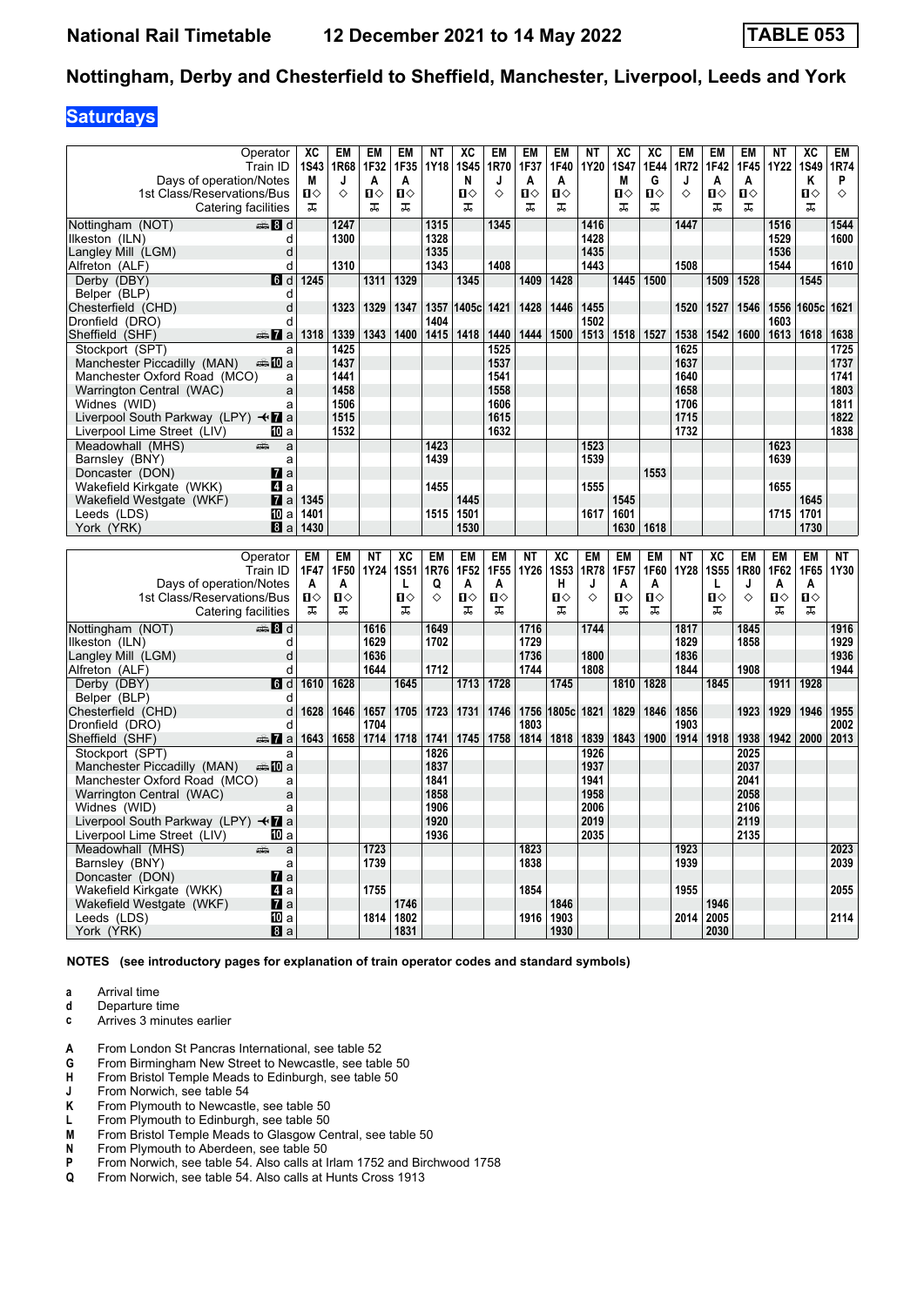# National Rail Timetable 12 December 2021 to 14 May 2022 TABLE 053

## Nottingham, Derby and Chesterfield to Sheffield, Manchester, Liverpool, Leeds and York

**Saturdays**

| Operator | | XC | EM | EM | EM | NT | XC | EM | EM | EM | NT | XC | XC | EM | EM | EM | NT | XC | EM |
|---|---|---|---|---|---|---|---|---|---|---|---|---|---|---|---|---|---|---|---|
| Train ID | | 1S43 | 1R68 | 1F32 | 1F35 | 1Y18 | 1S45 | 1R70 | 1F37 | 1F40 | 1Y20 | 1S47 | 1E44 | 1R72 | 1F42 | 1F45 | 1Y22 | 1S49 | 1R74 |
| Days of operation/Notes | | M | J | A | A | | N | J | A | A | | M | G | J | A | A | | K | P |
| 1st Class/Reservations/Bus | | ■◇ | ◇ | ■◇ | ■◇ | | ■◇ | ◇ | ■◇ | ■◇ | | ■◇ | ■◇ | ◇ | ■◇ | ■◇ | | ■◇ | ◇ |
| Catering facilities | | ⚹ | | ⚹ | ⚹ | | ⚹ | | ⚹ | ⚹ | | ⚹ | ⚹ | | ⚹ | ⚹ | | ⚹ | |
| Nottingham (NOT) | 8 d | | 1247 | | | 1315 | | 1345 | | | 1416 | | | 1447 | | | 1516 | | 1544 |
| Ilkeston (ILN) | d | | 1300 | | | 1328 | | | | | 1428 | | | | | | 1529 | | 1600 |
| Langley Mill (LGM) | d | | | | | 1335 | | | | | 1435 | | | | | | 1536 | | |
| Alfreton (ALF) | d | | 1310 | | | 1343 | | 1408 | | | 1443 | | | 1508 | | | 1544 | | 1610 |
| Derby (DBY) | 6 d | 1245 | | 1311 | 1329 | | 1345 | | 1409 | 1428 | | 1445 | 1500 | | 1509 | 1528 | | 1545 | |
| Belper (BLP) | d | | | | | | | | | | | | | | | | | | |
| Chesterfield (CHD) | d | | 1323 | 1329 | 1347 | 1357 | 1405c | 1421 | 1428 | 1446 | 1455 | | | 1520 | 1527 | 1546 | 1556 | 1605c | 1621 |
| Dronfield (DRO) | d | | | | | 1404 | | | | | 1502 | | | | | | 1603 | | |
| Sheffield (SHF) | 7 a | 1318 | 1339 | 1343 | 1400 | 1415 | 1418 | 1440 | 1444 | 1500 | 1513 | 1518 | 1527 | 1538 | 1542 | 1600 | 1613 | 1618 | 1638 |
| Stockport (SPT) | a | | 1425 | | | | | 1525 | | | | | | 1625 | | | | | 1725 |
| Manchester Piccadilly (MAN) | 10 a | | 1437 | | | | | 1537 | | | | | | 1637 | | | | | 1737 |
| Manchester Oxford Road (MCO) | a | | 1441 | | | | | 1541 | | | | | | 1640 | | | | | 1741 |
| Warrington Central (WAC) | a | | 1458 | | | | | 1558 | | | | | | 1658 | | | | | 1803 |
| Widnes (WID) | a | | 1506 | | | | | 1606 | | | | | | 1706 | | | | | 1811 |
| Liverpool South Parkway (LPY) | 7 a | | 1515 | | | | | 1615 | | | | | | 1715 | | | | | 1822 |
| Liverpool Lime Street (LIV) | 10 a | | 1532 | | | | | 1632 | | | | | | 1732 | | | | | 1838 |
| Meadowhall (MHS) | a | | | | | 1423 | | | | | 1523 | | | | | | 1623 | | |
| Barnsley (BNY) | a | | | | | 1439 | | | | | 1539 | | | | | | 1639 | | |
| Doncaster (DON) | 7 a | | | | | | | | | | | | 1553 | | | | | | |
| Wakefield Kirkgate (WKK) | 4 a | | | | | 1455 | | | | | 1555 | | | | | | 1655 | | |
| Wakefield Westgate (WKF) | 7 a | 1345 | | | | | 1445 | | | | | 1545 | | | | | | 1645 | |
| Leeds (LDS) | 10 a | 1401 | | | | 1515 | 1501 | | | | 1617 | 1601 | | | | | 1715 | 1701 | |
| York (YRK) | 8 a | 1430 | | | | | 1530 | | | | | 1630 | 1618 | | | | | 1730 | |

| Operator | | EM | EM | NT | XC | EM | EM | EM | NT | XC | EM | EM | EM | NT | XC | EM | EM | EM | NT |
|---|---|---|---|---|---|---|---|---|---|---|---|---|---|---|---|---|---|---|---|
| Train ID | | 1F47 | 1F50 | 1Y24 | 1S51 | 1R76 | 1F52 | 1F55 | 1Y26 | 1S53 | 1R78 | 1F57 | 1F60 | 1Y28 | 1S55 | 1R80 | 1F62 | 1F65 | 1Y30 |
| Days of operation/Notes | | A | A | | L | Q | A | A | | H | J | A | A | | L | J | A | A | |
| 1st Class/Reservations/Bus | | ■◇ | ■◇ | | ■◇ | ◇ | ■◇ | ■◇ | | ■◇ | ◇ | ■◇ | ■◇ | | ■◇ | ◇ | ■◇ | ■◇ | |
| Catering facilities | | ⚹ | ⚹ | | ⚹ | | ⚹ | ⚹ | | ⚹ | | ⚹ | ⚹ | | ⚹ | | ⚹ | ⚹ | |
| Nottingham (NOT) | 8 d | | | 1616 | | 1649 | | | 1716 | | 1744 | | | 1817 | | 1845 | | | 1916 |
| Ilkeston (ILN) | d | | | 1629 | | 1702 | | | 1729 | | | | | 1829 | | 1858 | | | 1929 |
| Langley Mill (LGM) | d | | | 1636 | | | | | 1736 | | 1800 | | | 1836 | | | | | 1936 |
| Alfreton (ALF) | d | | | 1644 | | 1712 | | | 1744 | | 1808 | | | 1844 | | 1908 | | | 1944 |
| Derby (DBY) | 6 d | 1610 | 1628 | | 1645 | | 1713 | 1728 | | 1745 | | 1810 | 1828 | | 1845 | | 1911 | 1928 | |
| Belper (BLP) | d | | | | | | | | | | | | | | | | | | |
| Chesterfield (CHD) | d | 1628 | 1646 | 1657 | 1705 | 1723 | 1731 | 1746 | 1756 | 1805c | 1821 | 1829 | 1846 | 1856 | | 1923 | 1929 | 1946 | 1955 |
| Dronfield (DRO) | d | | | 1704 | | | | | 1803 | | | | | 1903 | | | | | 2002 |
| Sheffield (SHF) | 7 a | 1643 | 1658 | 1714 | 1718 | 1741 | 1745 | 1758 | 1814 | 1818 | 1839 | 1843 | 1900 | 1914 | 1918 | 1938 | 1942 | 2000 | 2013 |
| Stockport (SPT) | a | | | | | 1826 | | | | | 1926 | | | | | 2025 | | | |
| Manchester Piccadilly (MAN) | 10 a | | | | | 1837 | | | | | 1937 | | | | | 2037 | | | |
| Manchester Oxford Road (MCO) | a | | | | | 1841 | | | | | 1941 | | | | | 2041 | | | |
| Warrington Central (WAC) | a | | | | | 1858 | | | | | 1958 | | | | | 2058 | | | |
| Widnes (WID) | a | | | | | 1906 | | | | | 2006 | | | | | 2106 | | | |
| Liverpool South Parkway (LPY) | 7 a | | | | | 1920 | | | | | 2019 | | | | | 2119 | | | |
| Liverpool Lime Street (LIV) | 10 a | | | | | 1936 | | | | | 2035 | | | | | 2135 | | | |
| Meadowhall (MHS) | a | | | 1723 | | | | | 1823 | | | | | 1923 | | | | | 2023 |
| Barnsley (BNY) | a | | | 1739 | | | | | 1838 | | | | | 1939 | | | | | 2039 |
| Doncaster (DON) | 7 a | | | | | | | | | | | | | | | | | | |
| Wakefield Kirkgate (WKK) | 4 a | | | 1755 | | | | | 1854 | | | | | 1955 | | | | | 2055 |
| Wakefield Westgate (WKF) | 7 a | | | | 1746 | | | | | 1846 | | | | | 1946 | | | | |
| Leeds (LDS) | 10 a | | | 1814 | 1802 | | | | 1916 | 1903 | | | | 2014 | 2005 | | | | 2114 |
| York (YRK) | 8 a | | | | 1831 | | | | | 1930 | | | | | 2030 | | | | |

**NOTES (see introductory pages for explanation of train operator codes and standard symbols)**

- **a** Arrival time
- **d** Departure time
- **c** Arrives 3 minutes earlier

- **A** From London St Pancras International, see table 52
- **G** From Birmingham New Street to Newcastle, see table 50
- **H** From Bristol Temple Meads to Edinburgh, see table 50
- **J** From Norwich, see table 54
- **K** From Plymouth to Newcastle, see table 50
- **L** From Plymouth to Edinburgh, see table 50
- **M** From Bristol Temple Meads to Glasgow Central, see table 50
- **N** From Plymouth to Aberdeen, see table 50
- **P** From Norwich, see table 54. Also calls at Irlam 1752 and Birchwood 1758
- **Q** From Norwich, see table 54. Also calls at Hunts Cross 1913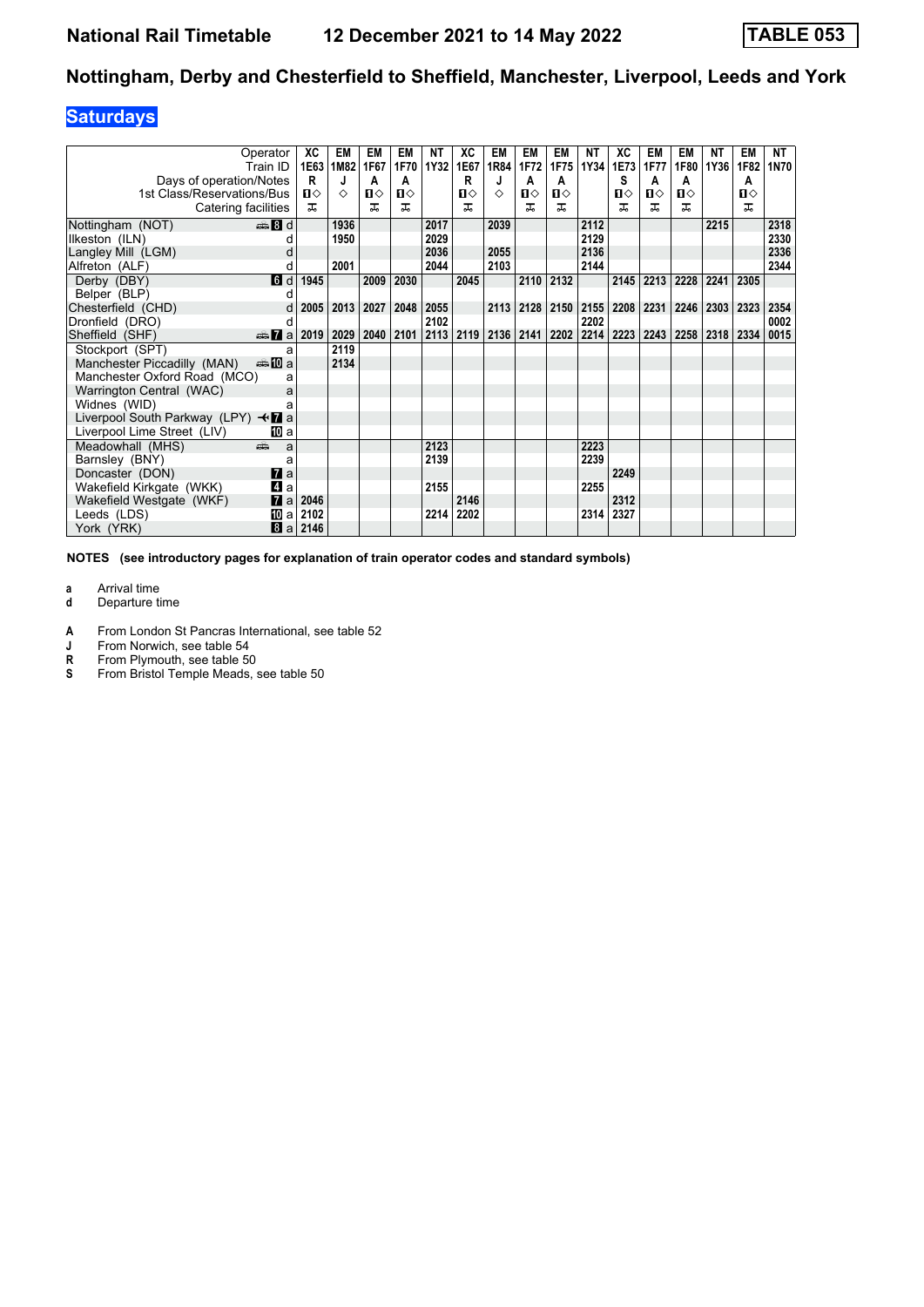# National Rail Timetable 12 December 2021 to 14 May 2022 TABLE 053

## Nottingham, Derby and Chesterfield to Sheffield, Manchester, Liverpool, Leeds and York

### Saturdays

| Operator | | XC | EM | EM | EM | NT | XC | EM | EM | EM | NT | XC | EM | EM | NT | EM | NT |
|---|---|---|---|---|---|---|---|---|---|---|---|---|---|---|---|---|---|
| Train ID | | 1E63 | 1M82 | 1F67 | 1F70 | 1Y32 | 1E67 | 1R84 | 1F72 | 1F75 | 1Y34 | 1E73 | 1F77 | 1F80 | 1Y36 | 1F82 | 1N70 |
| Days of operation/Notes | | R | J | A | A | | R | J | A | A | | S | A | A | | A | |
| 1st Class/Reservations/Bus | | 1◇ | ◇ | 1◇ | 1◇ | | 1◇ | ◇ | 1◇ | 1◇ | | 1◇ | 1◇ | 1◇ | | 1◇ | |
| Catering facilities | | ⊼ | | ⊼ | ⊼ | | ⊼ | | ⊼ | ⊼ | | ⊼ | ⊼ | ⊼ | | ⊼ | |
| Nottingham (NOT) | 8 d | | 1936 | | | 2017 | | 2039 | | | 2112 | | | | 2215 | | 2318 |
| Ilkeston (ILN) | d | | 1950 | | | 2029 | | | | | 2129 | | | | | | 2330 |
| Langley Mill (LGM) | d | | | | | 2036 | | 2055 | | | 2136 | | | | | | 2336 |
| Alfreton (ALF) | d | | 2001 | | | 2044 | | 2103 | | | 2144 | | | | | | 2344 |
| Derby (DBY) | 6 d | 1945 | | 2009 | 2030 | | 2045 | | 2110 | 2132 | | 2145 | 2213 | 2228 | 2241 | 2305 | |
| Belper (BLP) | d | | | | | | | | | | | | | | | | |
| Chesterfield (CHD) | d | 2005 | 2013 | 2027 | 2048 | 2055 | | 2113 | 2128 | 2150 | 2155 | 2208 | 2231 | 2246 | 2303 | 2323 | 2354 |
| Dronfield (DRO) | d | | | | | 2102 | | | | | 2202 | | | | | | 0002 |
| Sheffield (SHF) | 7 a | 2019 | 2029 | 2040 | 2101 | 2113 | 2119 | 2136 | 2141 | 2202 | 2214 | 2223 | 2243 | 2258 | 2318 | 2334 | 0015 |
| Stockport (SPT) | a | | 2119 | | | | | | | | | | | | | | |
| Manchester Piccadilly (MAN) | 10 a | | 2134 | | | | | | | | | | | | | | |
| Manchester Oxford Road (MCO) | a | | | | | | | | | | | | | | | | |
| Warrington Central (WAC) | a | | | | | | | | | | | | | | | | |
| Widnes (WID) | a | | | | | | | | | | | | | | | | |
| Liverpool South Parkway (LPY) | 7 a | | | | | | | | | | | | | | | | |
| Liverpool Lime Street (LIV) | 10 a | | | | | | | | | | | | | | | | |
| Meadowhall (MHS) | a | | | | | 2123 | | | | | 2223 | | | | | | |
| Barnsley (BNY) | a | | | | | 2139 | | | | | 2239 | | | | | | |
| Doncaster (DON) | 7 a | | | | | | | | | | | 2249 | | | | | |
| Wakefield Kirkgate (WKK) | 4 a | | | | | 2155 | | | | | 2255 | | | | | | |
| Wakefield Westgate (WKF) | 7 a | 2046 | | | | | 2146 | | | | | 2312 | | | | | |
| Leeds (LDS) | 10 a | 2102 | | | | 2214 | 2202 | | | | 2314 | 2327 | | | | | |
| York (YRK) | 8 a | 2146 | | | | | | | | | | | | | | | |

**NOTES (see introductory pages for explanation of train operator codes and standard symbols)**

- **a** Arrival time
- **d** Departure time

- **A** From London St Pancras International, see table 52
- **J** From Norwich, see table 54
- **R** From Plymouth, see table 50
- **S** From Bristol Temple Meads, see table 50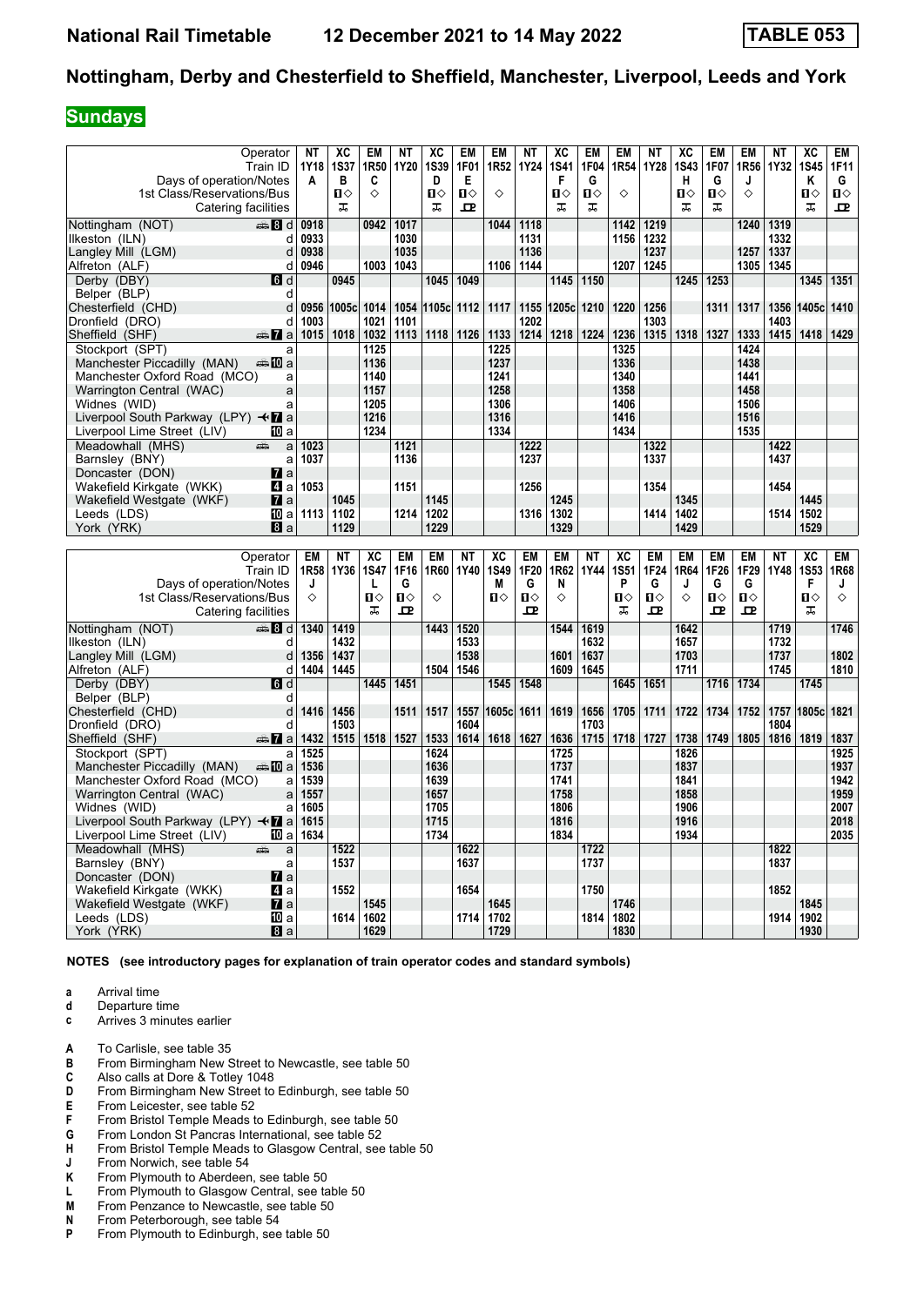# National Rail Timetable 12 December 2021 to 14 May 2022 TABLE 053

## Nottingham, Derby and Chesterfield to Sheffield, Manchester, Liverpool, Leeds and York

**Sundays**

| Operator | | NT | XC | EM | NT | XC | EM | EM | NT | XC | EM | EM | NT | XC | EM | EM | NT | XC | EM |
|---|---|---|---|---|---|---|---|---|---|---|---|---|---|---|---|---|---|---|---|
| Train ID | | 1Y18 | 1S37 | 1R50 | 1Y20 | 1S39 | 1F01 | 1R52 | 1Y24 | 1S41 | 1F04 | 1R54 | 1Y28 | 1S43 | 1F07 | 1R56 | 1Y32 | 1S45 | 1F11 |
| Days of operation/Notes | | A | B | C | | D | E | | | F | G | | | H | G | J | | K | G |
| 1st Class/Reservations/Bus | | | ■◇ | ◇ | | ■◇ | ■◇ | ◇ | | ■◇ | ■◇ | ◇ | | ■◇ | ■◇ | ◇ | | ■◇ | ■◇ |
| Catering facilities | | | ⚲ | | | ⚲ | ⊡ | | | ⚲ | ⚲ | | | ⚲ | ⚲ | | | ⚲ | ⊡ |
| Nottingham (NOT) | 8 d | 0918 | | 0942 | 1017 | | | 1044 | 1118 | | | 1142 | 1219 | | | 1240 | 1319 | | |
| Ilkeston (ILN) | d | 0933 | | | 1030 | | | | 1131 | | | 1156 | 1232 | | | | 1332 | | |
| Langley Mill (LGM) | d | 0938 | | | 1035 | | | | 1136 | | | | 1237 | | | 1257 | 1337 | | |
| Alfreton (ALF) | d | 0946 | | 1003 | 1043 | | | 1106 | 1144 | | | 1207 | 1245 | | | 1305 | 1345 | | |
| Derby (DBY) | 6 d | | 0945 | | | 1045 | 1049 | | | 1145 | 1150 | | | 1245 | 1253 | | | 1345 | 1351 |
| Belper (BLP) | d | | | | | | | | | | | | | | | | | | |
| Chesterfield (CHD) | d | 0956 | 1005c | 1014 | 1054 | 1105c | 1112 | 1117 | 1155 | 1205c | 1210 | 1220 | 1256 | | 1311 | 1317 | 1356 | 1405c | 1410 |
| Dronfield (DRO) | d | 1003 | | 1021 | 1101 | | | | 1202 | | | | 1303 | | | | 1403 | | |
| Sheffield (SHF) | 7 a | 1015 | 1018 | 1032 | 1113 | 1118 | 1126 | 1133 | 1214 | 1218 | 1224 | 1236 | 1315 | 1318 | 1327 | 1333 | 1415 | 1418 | 1429 |
| Stockport (SPT) | a | | | 1125 | | | | 1225 | | | | 1325 | | | | 1424 | | | |
| Manchester Piccadilly (MAN) | 10 a | | | 1136 | | | | 1237 | | | | 1336 | | | | 1438 | | | |
| Manchester Oxford Road (MCO) | a | | | 1140 | | | | 1241 | | | | 1340 | | | | 1441 | | | |
| Warrington Central (WAC) | a | | | 1157 | | | | 1258 | | | | 1358 | | | | 1458 | | | |
| Widnes (WID) | a | | | 1205 | | | | 1306 | | | | 1406 | | | | 1506 | | | |
| Liverpool South Parkway (LPY) | 7 a | | | 1216 | | | | 1316 | | | | 1416 | | | | 1516 | | | |
| Liverpool Lime Street (LIV) | 10 a | | | 1234 | | | | 1334 | | | | 1434 | | | | 1535 | | | |
| Meadowhall (MHS) | a | 1023 | | | 1121 | | | | 1222 | | | | 1322 | | | | 1422 | | |
| Barnsley (BNY) | a | 1037 | | | 1136 | | | | 1237 | | | | 1337 | | | | 1437 | | |
| Doncaster (DON) | 7 a | | | | | | | | | | | | | | | | | | |
| Wakefield Kirkgate (WKK) | 4 a | 1053 | | | 1151 | | | | 1256 | | | | 1354 | | | | 1454 | | |
| Wakefield Westgate (WKF) | 7 a | | 1045 | | | 1145 | | | | 1245 | | | | 1345 | | | | 1445 | |
| Leeds (LDS) | 10 a | 1113 | 1102 | | 1214 | 1202 | | | 1316 | 1302 | | | 1414 | 1402 | | | 1514 | 1502 | |
| York (YRK) | 8 a | | 1129 | | | 1229 | | | | 1329 | | | | 1429 | | | | 1529 | |

| Operator | | EM | NT | XC | EM | EM | NT | XC | EM | EM | NT | XC | EM | EM | EM | EM | NT | XC | EM |
|---|---|---|---|---|---|---|---|---|---|---|---|---|---|---|---|---|---|---|---|
| Train ID | | 1R58 | 1Y36 | 1S47 | 1F16 | 1R60 | 1Y40 | 1S49 | 1F20 | 1R62 | 1Y44 | 1S51 | 1F24 | 1R64 | 1F26 | 1F29 | 1Y48 | 1S53 | 1R68 |
| Days of operation/Notes | | J | | L | G | | | M | G | N | | P | G | J | G | G | | F | J |
| 1st Class/Reservations/Bus | | ◇ | | ■◇ | ■◇ | ◇ | | ■◇ | ■◇ | ◇ | | ■◇ | ■◇ | ◇ | ■◇ | ■◇ | | ■◇ | ◇ |
| Catering facilities | | | | ⚲ | ⊡ | | | | ⊡ | | | ⚲ | ⊡ | | ⊡ | ⊡ | | ⚲ | |
| Nottingham (NOT) | 8 d | 1340 | 1419 | | | 1443 | 1520 | | | 1544 | 1619 | | | 1642 | | | 1719 | | 1746 |
| Ilkeston (ILN) | d | | 1432 | | | | 1533 | | | | 1632 | | | 1657 | | | 1732 | | |
| Langley Mill (LGM) | d | 1356 | 1437 | | | | 1538 | | | 1601 | 1637 | | | 1703 | | | 1737 | | 1802 |
| Alfreton (ALF) | d | 1404 | 1445 | | | 1504 | 1546 | | | 1609 | 1645 | | | 1711 | | | 1745 | | 1810 |
| Derby (DBY) | 6 d | | | 1445 | 1451 | | | 1545 | 1548 | | | 1645 | 1651 | | 1716 | 1734 | | 1745 | |
| Belper (BLP) | d | | | | | | | | | | | | | | | | | | |
| Chesterfield (CHD) | d | 1416 | 1456 | | 1511 | 1517 | 1557 | 1605c | 1611 | 1619 | 1656 | 1705 | 1711 | 1722 | 1734 | 1752 | 1757 | 1805c | 1821 |
| Dronfield (DRO) | d | | 1503 | | | | 1604 | | | | 1703 | | | | | | 1804 | | |
| Sheffield (SHF) | 7 a | 1432 | 1515 | 1518 | 1527 | 1533 | 1614 | 1618 | 1627 | 1636 | 1715 | 1718 | 1727 | 1738 | 1749 | 1805 | 1816 | 1819 | 1837 |
| Stockport (SPT) | a | 1525 | | | | 1624 | | | | 1725 | | | | 1826 | | | | | 1925 |
| Manchester Piccadilly (MAN) | 10 a | 1536 | | | | 1636 | | | | 1737 | | | | 1837 | | | | | 1937 |
| Manchester Oxford Road (MCO) | a | 1539 | | | | 1639 | | | | 1741 | | | | 1841 | | | | | 1942 |
| Warrington Central (WAC) | a | 1557 | | | | 1657 | | | | 1758 | | | | 1858 | | | | | 1959 |
| Widnes (WID) | a | 1605 | | | | 1705 | | | | 1806 | | | | 1906 | | | | | 2007 |
| Liverpool South Parkway (LPY) | 7 a | 1615 | | | | 1715 | | | | 1816 | | | | 1916 | | | | | 2018 |
| Liverpool Lime Street (LIV) | 10 a | 1634 | | | | 1734 | | | | 1834 | | | | 1934 | | | | | 2035 |
| Meadowhall (MHS) | a | | 1522 | | | | 1622 | | | | 1722 | | | | | | 1822 | | |
| Barnsley (BNY) | a | | 1537 | | | | 1637 | | | | 1737 | | | | | | 1837 | | |
| Doncaster (DON) | 7 a | | | | | | | | | | | | | | | | | | |
| Wakefield Kirkgate (WKK) | 4 a | | 1552 | | | | 1654 | | | | 1750 | | | | | | 1852 | | |
| Wakefield Westgate (WKF) | 7 a | | | 1545 | | | | 1645 | | | | 1746 | | | | | | 1845 | |
| Leeds (LDS) | 10 a | | 1614 | 1602 | | | 1714 | 1702 | | | 1814 | 1802 | | | | | 1914 | 1902 | |
| York (YRK) | 8 a | | | 1629 | | | | 1729 | | | | 1830 | | | | | | 1930 | |

**NOTES (see introductory pages for explanation of train operator codes and standard symbols)**

- **a** Arrival time
- **d** Departure time
- **c** Arrives 3 minutes earlier

- **A** To Carlisle, see table 35
- **B** From Birmingham New Street to Newcastle, see table 50
- **C** Also calls at Dore & Totley 1048
- **D** From Birmingham New Street to Edinburgh, see table 50
- **E** From Leicester, see table 52
- **F** From Bristol Temple Meads to Edinburgh, see table 50
- **G** From London St Pancras International, see table 52
- **H** From Bristol Temple Meads to Glasgow Central, see table 50
- **J** From Norwich, see table 54
- **K** From Plymouth to Aberdeen, see table 50
- **L** From Plymouth to Glasgow Central, see table 50
- **M** From Penzance to Newcastle, see table 50
- **N** From Peterborough, see table 54
- **P** From Plymouth to Edinburgh, see table 50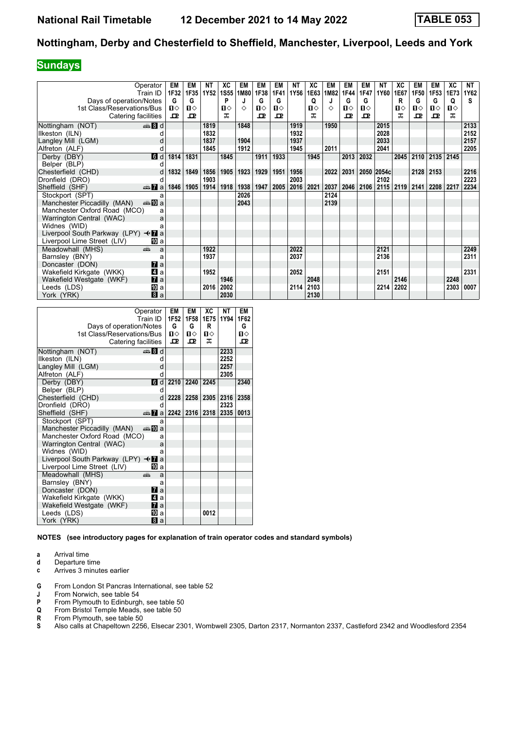# National Rail Timetable — 12 December 2021 to 14 May 2022 — TABLE 053

## Nottingham, Derby and Chesterfield to Sheffield, Manchester, Liverpool, Leeds and York

**Sundays**

| Operator | | EM | EM | NT | XC | EM | EM | EM | NT | XC | EM | EM | EM | NT | XC | EM | EM | XC | NT |
|---|---|---|---|---|---|---|---|---|---|---|---|---|---|---|---|---|---|---|---|
| Train ID | | 1F32 | 1F35 | 1Y52 | 1S55 | 1M80 | 1F38 | 1F41 | 1Y56 | 1E63 | 1M82 | 1F44 | 1F47 | 1Y60 | 1E67 | 1F50 | 1F53 | 1E73 | 1Y62 |
| Days of operation/Notes | | G | G | | P | J | G | G | | Q | J | G | G | | R | G | G | Q | S |
| 1st Class/Reservations/Bus | | ■◇ | ■◇ | | ■◇ | ◇ | ■◇ | ■◇ | | ■◇ | ◇ | ■◇ | ■◇ | | ■◇ | ■◇ | ■◇ | ■◇ | |
| Catering facilities | | ⊡ | ⊡ | | ⊼ | | ⊡ | ⊡ | | ⊼ | | ⊡ | ⊡ | | ⊼ | ⊡ | ⊡ | ⊼ | |
| Nottingham (NOT) | 8 d | | | 1819 | | 1848 | | | 1919 | | 1950 | | | 2015 | | | | | 2133 |
| Ilkeston (ILN) | d | | | 1832 | | | | | 1932 | | | | | 2028 | | | | | 2152 |
| Langley Mill (LGM) | d | | | 1837 | | 1904 | | | 1937 | | | | | 2033 | | | | | 2157 |
| Alfreton (ALF) | d | | | 1845 | | 1912 | | | 1945 | | 2011 | | | 2041 | | | | | 2205 |
| Derby (DBY) | 6 d | 1814 | 1831 | | 1845 | | 1911 | 1933 | | 1945 | | 2013 | 2032 | | 2045 | 2110 | 2135 | 2145 | |
| Belper (BLP) | d | | | | | | | | | | | | | | | | | | |
| Chesterfield (CHD) | d | 1832 | 1849 | 1856 | 1905 | 1923 | 1929 | 1951 | 1956 | | 2022 | 2031 | 2050 | 2054c | | 2128 | 2153 | | 2216 |
| Dronfield (DRO) | d | | | 1903 | | | | | 2003 | | | | | 2102 | | | | | 2223 |
| Sheffield (SHF) | 7 a | 1846 | 1905 | 1914 | 1918 | 1938 | 1947 | 2005 | 2016 | 2021 | 2037 | 2046 | 2106 | 2115 | 2119 | 2141 | 2208 | 2217 | 2234 |
| Stockport (SPT) | a | | | | | 2026 | | | | | 2124 | | | | | | | | |
| Manchester Piccadilly (MAN) | 10 a | | | | | 2043 | | | | | 2139 | | | | | | | | |
| Manchester Oxford Road (MCO) | a | | | | | | | | | | | | | | | | | | |
| Warrington Central (WAC) | a | | | | | | | | | | | | | | | | | | |
| Widnes (WID) | a | | | | | | | | | | | | | | | | | | |
| Liverpool South Parkway (LPY) | 7 a | | | | | | | | | | | | | | | | | | |
| Liverpool Lime Street (LIV) | 10 a | | | | | | | | | | | | | | | | | | |
| Meadowhall (MHS) | a | | | 1922 | | | | | 2022 | | | | | 2121 | | | | | 2249 |
| Barnsley (BNY) | a | | | 1937 | | | | | 2037 | | | | | 2136 | | | | | 2311 |
| Doncaster (DON) | 7 a | | | | | | | | | | | | | | | | | | |
| Wakefield Kirkgate (WKK) | 4 a | | | 1952 | | | | | 2052 | | | | | 2151 | | | | | 2331 |
| Wakefield Westgate (WKF) | 7 a | | | | 1946 | | | | | 2048 | | | | | 2146 | | | 2248 | |
| Leeds (LDS) | 10 a | | | 2016 | 2002 | | | | 2114 | 2103 | | | | 2214 | 2202 | | | 2303 | 0007 |
| York (YRK) | 8 a | | | | 2030 | | | | | 2130 | | | | | | | | | |

| Operator | | EM | EM | XC | NT | EM |
|---|---|---|---|---|---|---|
| Train ID | | 1F52 | 1F58 | 1E75 | 1Y94 | 1F62 |
| Days of operation/Notes | | G | G | R | | G |
| 1st Class/Reservations/Bus | | ■◇ | ■◇ | ■◇ | | ■◇ |
| Catering facilities | | ⊡ | ⊡ | ⊼ | | ⊡ |
| Nottingham (NOT) | 8 d | | | | 2233 | |
| Ilkeston (ILN) | d | | | | 2252 | |
| Langley Mill (LGM) | d | | | | 2257 | |
| Alfreton (ALF) | d | | | | 2305 | |
| Derby (DBY) | 6 d | 2210 | 2240 | 2245 | | 2340 |
| Belper (BLP) | d | | | | | |
| Chesterfield (CHD) | d | 2228 | 2258 | 2305 | 2316 | 2358 |
| Dronfield (DRO) | d | | | | 2323 | |
| Sheffield (SHF) | 7 a | 2242 | 2316 | 2318 | 2335 | 0013 |
| Stockport (SPT) | a | | | | | |
| Manchester Piccadilly (MAN) | 10 a | | | | | |
| Manchester Oxford Road (MCO) | a | | | | | |
| Warrington Central (WAC) | a | | | | | |
| Widnes (WID) | a | | | | | |
| Liverpool South Parkway (LPY) | 7 a | | | | | |
| Liverpool Lime Street (LIV) | 10 a | | | | | |
| Meadowhall (MHS) | a | | | | | |
| Barnsley (BNY) | a | | | | | |
| Doncaster (DON) | 7 a | | | | | |
| Wakefield Kirkgate (WKK) | 4 a | | | | | |
| Wakefield Westgate (WKF) | 7 a | | | | | |
| Leeds (LDS) | 10 a | | | 0012 | | |
| York (YRK) | 8 a | | | | | |

**NOTES (see introductory pages for explanation of train operator codes and standard symbols)**

- **a** Arrival time
- **d** Departure time
- **c** Arrives 3 minutes earlier
- **G** From London St Pancras International, see table 52
- **J** From Norwich, see table 54
- **P** From Plymouth to Edinburgh, see table 50
- **Q** From Bristol Temple Meads, see table 50
- **R** From Plymouth, see table 50
- **S** Also calls at Chapeltown 2256, Elsecar 2301, Wombwell 2305, Darton 2317, Normanton 2337, Castleford 2342 and Woodlesford 2354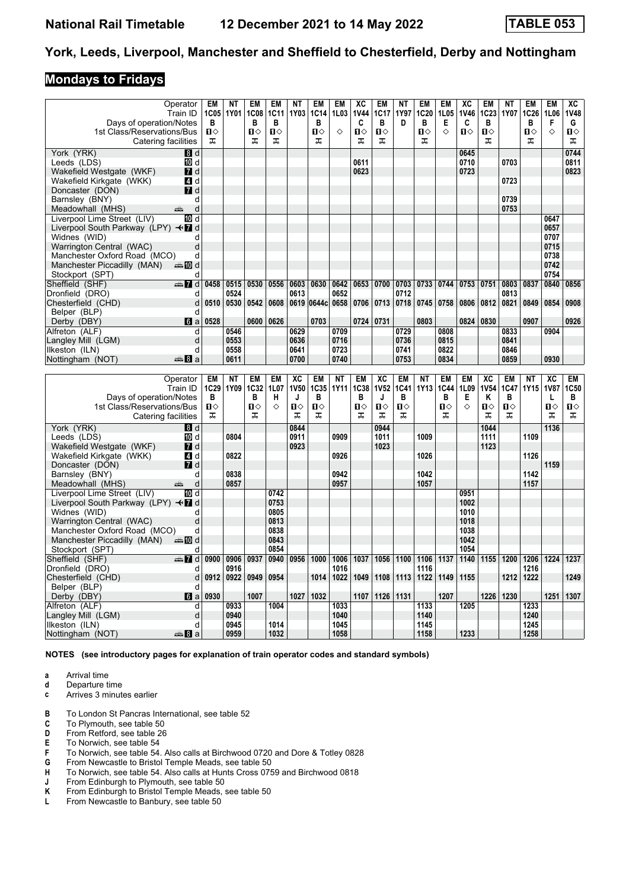# National Rail Timetable 12 December 2021 to 14 May 2022 TABLE 053

## York, Leeds, Liverpool, Manchester and Sheffield to Chesterfield, Derby and Nottingham

### Mondays to Fridays

| Operator | | EM | NT | EM | EM | NT | EM | EM | XC | EM | NT | EM | EM | XC | EM | NT | EM | EM | XC |
|---|---|---|---|---|---|---|---|---|---|---|---|---|---|---|---|---|---|---|---|
| Train ID | | 1C05 | 1Y01 | 1C08 | 1C11 | 1Y03 | 1C14 | 1L03 | 1V44 | 1C17 | 1Y97 | 1C20 | 1L05 | 1V46 | 1C23 | 1Y07 | 1C26 | 1L06 | 1V48 |
| Days of operation/Notes | | B | | B | B | | B | | C | B | D | B | E | C | B | | B | F | G |
| 1st Class/Reservations/Bus | | ■◇ | | ■◇ | ■◇ | | ■◇ | ◇ | ■◇ | ■◇ | | ■◇ | ◇ | ■◇ | ■◇ | | ■◇ | ◇ | ■◇ |
| Catering facilities | | ⊼ | | ⊼ | ⊼ | | ⊼ | | ⊼ | ⊼ | | ⊼ | | | ⊼ | | ⊼ | | ⊼ |
| York (YRK) | 8 d | | | | | | | | | | | | | 0645 | | | | | 0744 |
| Leeds (LDS) | 10 d | | | | | | | | 0611 | | | | | 0710 | | 0703 | | | 0811 |
| Wakefield Westgate (WKF) | 7 d | | | | | | | | 0623 | | | | | 0723 | | | | | 0823 |
| Wakefield Kirkgate (WKK) | 4 d | | | | | | | | | | | | | | | 0723 | | | |
| Doncaster (DON) | 7 d | | | | | | | | | | | | | | | | | | |
| Barnsley (BNY) | d | | | | | | | | | | | | | | | 0739 | | | |
| Meadowhall (MHS) | 🚌 d | | | | | | | | | | | | | | | 0753 | | | |
| Liverpool Lime Street (LIV) | 10 d | | | | | | | | | | | | | | | | | 0647 | |
| Liverpool South Parkway (LPY) ✈ | 7 d | | | | | | | | | | | | | | | | | 0657 | |
| Widnes (WID) | d | | | | | | | | | | | | | | | | | 0707 | |
| Warrington Central (WAC) | d | | | | | | | | | | | | | | | | | 0715 | |
| Manchester Oxford Road (MCO) | d | | | | | | | | | | | | | | | | | 0738 | |
| Manchester Piccadilly (MAN) | 🚌 10 d | | | | | | | | | | | | | | | | | 0742 | |
| Stockport (SPT) | d | | | | | | | | | | | | | | | | | 0754 | |
| Sheffield (SHF) | 🚌 7 d | 0458 | 0515 | 0530 | 0556 | 0603 | 0630 | 0642 | 0653 | 0700 | 0703 | 0733 | 0744 | 0753 | 0751 | 0803 | 0837 | 0840 | 0856 |
| Dronfield (DRO) | d | | 0524 | | | 0613 | | 0652 | | | 0712 | | | | | 0813 | | | |
| Chesterfield (CHD) | d | 0510 | 0530 | 0542 | 0608 | 0619 | 0644c | 0658 | 0706 | 0713 | 0718 | 0745 | 0758 | 0806 | 0812 | 0821 | 0849 | 0854 | 0908 |
| Belper (BLP) | d | | | | | | | | | | | | | | | | | | |
| Derby (DBY) | 6 a | 0528 | | 0600 | 0626 | | 0703 | | 0724 | 0731 | | 0803 | | 0824 | 0830 | | 0907 | | 0926 |
| Alfreton (ALF) | d | | 0546 | | | 0629 | | 0709 | | | 0729 | | 0808 | | | 0833 | | 0904 | |
| Langley Mill (LGM) | d | | 0553 | | | 0636 | | 0716 | | | 0736 | | 0815 | | | 0841 | | | |
| Ilkeston (ILN) | d | | 0558 | | | 0641 | | 0723 | | | 0741 | | 0822 | | | 0846 | | | |
| Nottingham (NOT) | 🚌 8 a | | 0611 | | | 0700 | | 0740 | | | 0753 | | 0834 | | | 0859 | | 0930 | |

| Operator | | EM | NT | EM | EM | XC | EM | NT | EM | XC | EM | NT | EM | EM | XC | EM | NT | XC | EM |
|---|---|---|---|---|---|---|---|---|---|---|---|---|---|---|---|---|---|---|---|
| Train ID | | 1C29 | 1Y09 | 1C32 | 1L07 | 1V50 | 1C35 | 1Y11 | 1C38 | 1V52 | 1C41 | 1Y13 | 1C44 | 1L09 | 1V54 | 1C47 | 1Y15 | 1V87 | 1C50 |
| Days of operation/Notes | | B | | B | H | J | B | | B | J | B | | B | E | K | B | | L | B |
| 1st Class/Reservations/Bus | | ■◇ | | ■◇ | ◇ | ■◇ | ■◇ | | ■◇ | ■◇ | ■◇ | | ■◇ | ◇ | ■◇ | ■◇ | | ■◇ | ■◇ |
| Catering facilities | | ⊼ | | ⊼ | | ⊼ | ⊼ | | ⊼ | ⊼ | ⊼ | | ⊼ | | ⊼ | ⊼ | | ⊼ | ⊼ |
| York (YRK) | 8 d | | | | | 0844 | | | | 0944 | | | | | 1044 | | | 1136 | |
| Leeds (LDS) | 10 d | | 0804 | | | 0911 | | 0909 | | 1011 | | 1009 | | | 1111 | | 1109 | | |
| Wakefield Westgate (WKF) | 7 d | | | | | 0923 | | | | 1023 | | | | | 1123 | | | | |
| Wakefield Kirkgate (WKK) | 4 d | | 0822 | | | | | 0926 | | | | 1026 | | | | | 1126 | | |
| Doncaster (DON) | 7 d | | | | | | | | | | | | | | | | | 1159 | |
| Barnsley (BNY) | d | | 0838 | | | | | 0942 | | | | 1042 | | | | | 1142 | | |
| Meadowhall (MHS) | 🚌 d | | 0857 | | | | | 0957 | | | | 1057 | | | | | 1157 | | |
| Liverpool Lime Street (LIV) | 10 d | | | | 0742 | | | | | | | | | 0951 | | | | | |
| Liverpool South Parkway (LPY) ✈ | 7 d | | | | 0753 | | | | | | | | | 1002 | | | | | |
| Widnes (WID) | d | | | | 0805 | | | | | | | | | 1010 | | | | | |
| Warrington Central (WAC) | d | | | | 0813 | | | | | | | | | 1018 | | | | | |
| Manchester Oxford Road (MCO) | d | | | | 0838 | | | | | | | | | 1038 | | | | | |
| Manchester Piccadilly (MAN) | 🚌 10 d | | | | 0843 | | | | | | | | | 1042 | | | | | |
| Stockport (SPT) | d | | | | 0854 | | | | | | | | | 1054 | | | | | |
| Sheffield (SHF) | 🚌 7 d | 0900 | 0906 | 0937 | 0940 | 0956 | 1000 | 1006 | 1037 | 1056 | 1100 | 1106 | 1137 | 1140 | 1155 | 1200 | 1206 | 1224 | 1237 |
| Dronfield (DRO) | d | | 0916 | | | | | 1016 | | | | 1116 | | | | | 1216 | | |
| Chesterfield (CHD) | d | 0912 | 0922 | 0949 | 0954 | | 1014 | 1022 | 1049 | 1108 | 1113 | 1122 | 1149 | 1155 | | 1212 | 1222 | | 1249 |
| Belper (BLP) | d | | | | | | | | | | | | | | | | | | |
| Derby (DBY) | 6 a | 0930 | | 1007 | | 1027 | 1032 | | 1107 | 1126 | 1131 | | 1207 | | 1226 | 1230 | | 1251 | 1307 |
| Alfreton (ALF) | d | | 0933 | | 1004 | | | 1033 | | | | 1133 | | 1205 | | | 1233 | | |
| Langley Mill (LGM) | d | | 0940 | | | | | 1040 | | | | 1140 | | | | | 1240 | | |
| Ilkeston (ILN) | d | | 0945 | | 1014 | | | 1045 | | | | 1145 | | | | | 1245 | | |
| Nottingham (NOT) | 🚌 8 a | | 0959 | | 1032 | | | 1058 | | | | 1158 | | 1233 | | | 1258 | | |

**NOTES (see introductory pages for explanation of train operator codes and standard symbols)**

- **a** Arrival time
- **d** Departure time
- **c** Arrives 3 minutes earlier

- **B** To London St Pancras International, see table 52
- **C** To Plymouth, see table 50
- **D** From Retford, see table 26
- **E** To Norwich, see table 54
- **F** To Norwich, see table 54. Also calls at Birchwood 0720 and Dore & Totley 0828
- **G** From Newcastle to Bristol Temple Meads, see table 50
- **H** To Norwich, see table 54. Also calls at Hunts Cross 0759 and Birchwood 0818
- **J** From Edinburgh to Plymouth, see table 50
- **K** From Edinburgh to Bristol Temple Meads, see table 50
- **L** From Newcastle to Banbury, see table 50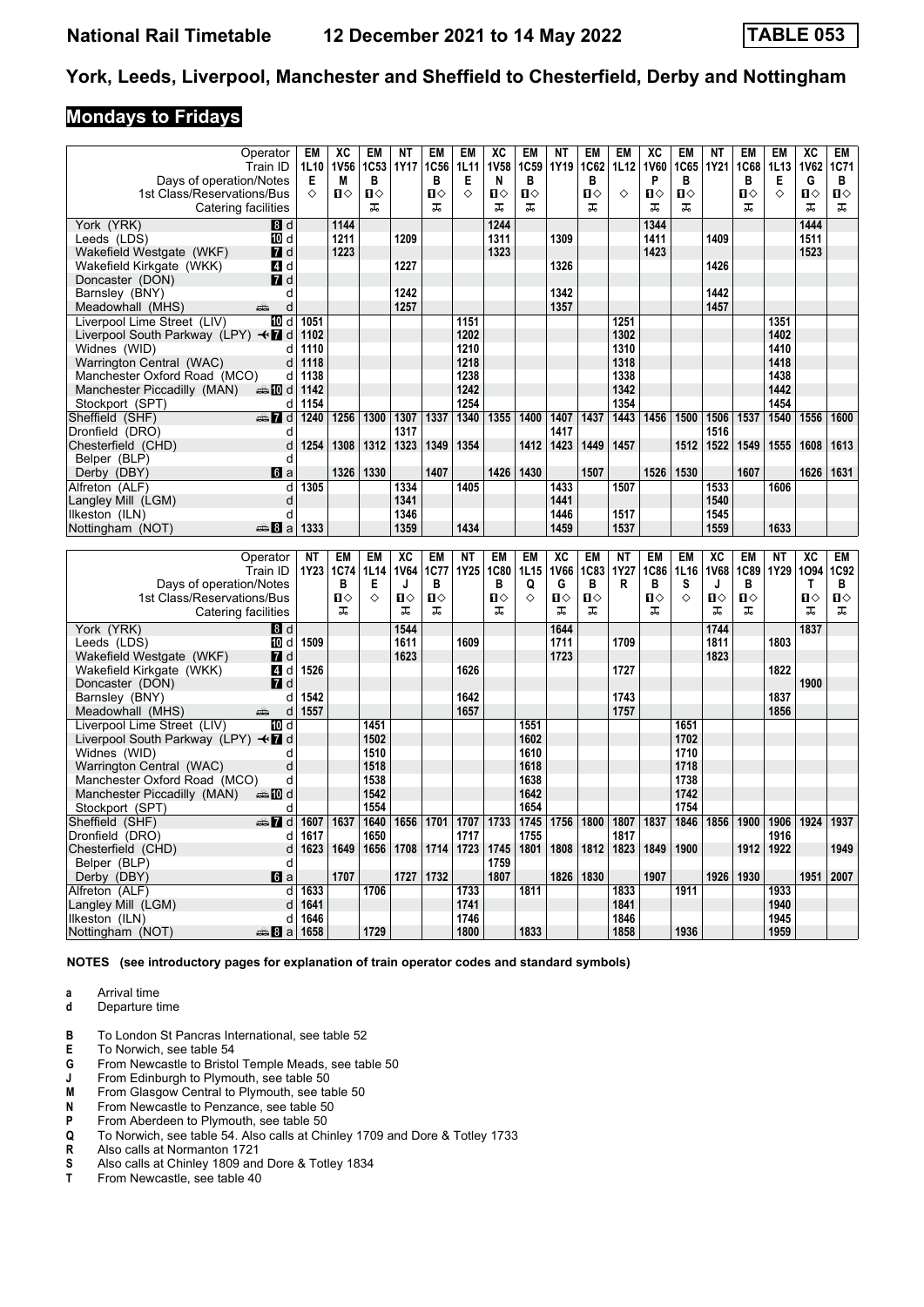# York, Leeds, Liverpool, Manchester and Sheffield to Chesterfield, Derby and Nottingham

## Mondays to Fridays

| Operator | | EM | XC | EM | NT | EM | EM | XC | EM | NT | EM | EM | XC | EM | NT | EM | EM | XC | EM |
|---|---|---|---|---|---|---|---|---|---|---|---|---|---|---|---|---|---|---|---|
| Train ID | | 1L10 | 1V56 | 1C53 | 1Y17 | 1C56 | 1L11 | 1V58 | 1C59 | 1Y19 | 1C62 | 1L12 | 1V60 | 1C65 | 1Y21 | 1C68 | 1L13 | 1V62 | 1C71 |
| Days of operation/Notes | | E | M | B | | B | E | N | B | | B | | P | B | | B | E | G | B |
| 1st Class/Reservations/Bus | | ◇ | 1◇ | 1◇ | | 1◇ | ◇ | 1◇ | 1◇ | | 1◇ | ◇ | 1◇ | 1◇ | | 1◇ | ◇ | 1◇ | 1◇ |
| Catering facilities | | | | ⚹ | | ⚹ | | ⚹ | ⚹ | | ⚹ | | ⚹ | ⚹ | | ⚹ | | ⚹ | ⚹ |
| York (YRK) | 8 d | | 1144 | | | | | 1244 | | | | | 1344 | | | | | 1444 | |
| Leeds (LDS) | 10 d | | 1211 | | 1209 | | | 1311 | | 1309 | | | 1411 | | 1409 | | | 1511 | |
| Wakefield Westgate (WKF) | 7 d | | 1223 | | | | | 1323 | | | | | 1423 | | | | | 1523 | |
| Wakefield Kirkgate (WKK) | 4 d | | | | 1227 | | | | | 1326 | | | | | 1426 | | | | |
| Doncaster (DON) | 7 d | | | | | | | | | | | | | | | | | | |
| Barnsley (BNY) | d | | | | 1242 | | | | | 1342 | | | | | 1442 | | | | |
| Meadowhall (MHS) | 🚌 d | | | | 1257 | | | | | 1357 | | | | | 1457 | | | | |
| Liverpool Lime Street (LIV) | 10 d | 1051 | | | | | 1151 | | | | | 1251 | | | | | 1351 | | |
| Liverpool South Parkway (LPY) ✈ | 7 d | 1102 | | | | | 1202 | | | | | 1302 | | | | | 1402 | | |
| Widnes (WID) | d | 1110 | | | | | 1210 | | | | | 1310 | | | | | 1410 | | |
| Warrington Central (WAC) | d | 1118 | | | | | 1218 | | | | | 1318 | | | | | 1418 | | |
| Manchester Oxford Road (MCO) | d | 1138 | | | | | 1238 | | | | | 1338 | | | | | 1438 | | |
| Manchester Piccadilly (MAN) | 🚌 10 d | 1142 | | | | | 1242 | | | | | 1342 | | | | | 1442 | | |
| Stockport (SPT) | d | 1154 | | | | | 1254 | | | | | 1354 | | | | | 1454 | | |
| Sheffield (SHF) | 🚌 7 d | 1240 | 1256 | 1300 | 1307 | 1337 | 1340 | 1355 | 1400 | 1407 | 1437 | 1443 | 1456 | 1500 | 1506 | 1537 | 1540 | 1556 | 1600 |
| Dronfield (DRO) | d | | | | 1317 | | | | | 1417 | | | | | 1516 | | | | |
| Chesterfield (CHD) | d | 1254 | 1308 | 1312 | 1323 | 1349 | 1354 | | 1412 | 1423 | 1449 | 1457 | | 1512 | 1522 | 1549 | 1555 | 1608 | 1613 |
| Belper (BLP) | d | | | | | | | | | | | | | | | | | | |
| Derby (DBY) | 6 a | | 1326 | 1330 | | 1407 | | 1426 | 1430 | | 1507 | | 1526 | 1530 | | 1607 | | 1626 | 1631 |
| Alfreton (ALF) | d | 1305 | | | 1334 | | 1405 | | | 1433 | | 1507 | | | 1533 | | 1606 | | |
| Langley Mill (LGM) | d | | | | 1341 | | | | | 1441 | | | | | 1540 | | | | |
| Ilkeston (ILN) | d | | | | 1346 | | | | | 1446 | | 1517 | | | 1545 | | | | |
| Nottingham (NOT) | 🚌 8 a | 1333 | | | 1359 | | 1434 | | | 1459 | | 1537 | | | 1559 | | 1633 | | |

| Operator | | NT | EM | EM | XC | EM | NT | EM | EM | XC | EM | NT | EM | EM | XC | EM | NT | XC | EM |
|---|---|---|---|---|---|---|---|---|---|---|---|---|---|---|---|---|---|---|---|
| Train ID | | 1Y23 | 1C74 | 1L14 | 1V64 | 1C77 | 1Y25 | 1C80 | 1L15 | 1V66 | 1C83 | 1Y27 | 1C86 | 1L16 | 1V68 | 1C89 | 1Y29 | 1O94 | 1C92 |
| Days of operation/Notes | | | B | E | J | B | | B | Q | G | B | R | B | S | J | B | | T | B |
| 1st Class/Reservations/Bus | | | 1◇ | ◇ | 1◇ | 1◇ | | 1◇ | ◇ | 1◇ | 1◇ | | 1◇ | ◇ | 1◇ | 1◇ | | 1◇ | 1◇ |
| Catering facilities | | | ⚹ | | ⚹ | ⚹ | | ⚹ | | ⚹ | ⚹ | | ⚹ | | ⚹ | ⚹ | | ⚹ | ⚹ |
| York (YRK) | 8 d | | | | 1544 | | | | | 1644 | | | | | 1744 | | | 1837 | |
| Leeds (LDS) | 10 d | 1509 | | | 1611 | | 1609 | | | 1711 | | 1709 | | | 1811 | | 1803 | | |
| Wakefield Westgate (WKF) | 7 d | | | | 1623 | | | | | 1723 | | | | | 1823 | | | | |
| Wakefield Kirkgate (WKK) | 4 d | 1526 | | | | | 1626 | | | | | 1727 | | | | | 1822 | | |
| Doncaster (DON) | 7 d | | | | | | | | | | | | | | | | | 1900 | |
| Barnsley (BNY) | d | 1542 | | | | | 1642 | | | | | 1743 | | | | | 1837 | | |
| Meadowhall (MHS) | 🚌 d | 1557 | | | | | 1657 | | | | | 1757 | | | | | 1856 | | |
| Liverpool Lime Street (LIV) | 10 d | | | 1451 | | | | | 1551 | | | | | 1651 | | | | | |
| Liverpool South Parkway (LPY) ✈ | 7 d | | | 1502 | | | | | 1602 | | | | | 1702 | | | | | |
| Widnes (WID) | d | | | 1510 | | | | | 1610 | | | | | 1710 | | | | | |
| Warrington Central (WAC) | d | | | 1518 | | | | | 1618 | | | | | 1718 | | | | | |
| Manchester Oxford Road (MCO) | d | | | 1538 | | | | | 1638 | | | | | 1738 | | | | | |
| Manchester Piccadilly (MAN) | 🚌 10 d | | | 1542 | | | | | 1642 | | | | | 1742 | | | | | |
| Stockport (SPT) | d | | | 1554 | | | | | 1654 | | | | | 1754 | | | | | |
| Sheffield (SHF) | 🚌 7 d | 1607 | 1637 | 1640 | 1656 | 1701 | 1707 | 1733 | 1745 | 1756 | 1800 | 1807 | 1837 | 1846 | 1856 | 1900 | 1906 | 1924 | 1937 |
| Dronfield (DRO) | d | 1617 | | 1650 | | | 1717 | | 1755 | | | 1817 | | | | | 1916 | | |
| Chesterfield (CHD) | d | 1623 | 1649 | 1656 | 1708 | 1714 | 1723 | 1745 | 1801 | 1808 | 1812 | 1823 | 1849 | 1900 | | 1912 | 1922 | | 1949 |
| Belper (BLP) | d | | | | | | | 1759 | | | | | | | | | | | |
| Derby (DBY) | 6 a | | 1707 | | 1727 | 1732 | | 1807 | | 1826 | 1830 | | 1907 | | 1926 | 1930 | | 1951 | 2007 |
| Alfreton (ALF) | d | 1633 | | 1706 | | | 1733 | | 1811 | | | 1833 | | 1911 | | | 1933 | | |
| Langley Mill (LGM) | d | 1641 | | | | | 1741 | | | | | 1841 | | | | | 1940 | | |
| Ilkeston (ILN) | d | 1646 | | | | | 1746 | | | | | 1846 | | | | | 1945 | | |
| Nottingham (NOT) | 🚌 8 a | 1658 | | 1729 | | | 1800 | | 1833 | | | 1858 | | 1936 | | | 1959 | | |

**NOTES (see introductory pages for explanation of train operator codes and standard symbols)**

- **a** Arrival time
- **d** Departure time

- **B** To London St Pancras International, see table 52
- **E** To Norwich, see table 54
- **G** From Newcastle to Bristol Temple Meads, see table 50
- **J** From Edinburgh to Plymouth, see table 50
- **M** From Glasgow Central to Plymouth, see table 50
- **N** From Newcastle to Penzance, see table 50
- **P** From Aberdeen to Plymouth, see table 50
- **Q** To Norwich, see table 54. Also calls at Chinley 1709 and Dore & Totley 1733
- **R** Also calls at Normanton 1721
- **S** Also calls at Chinley 1809 and Dore & Totley 1834
- **T** From Newcastle, see table 40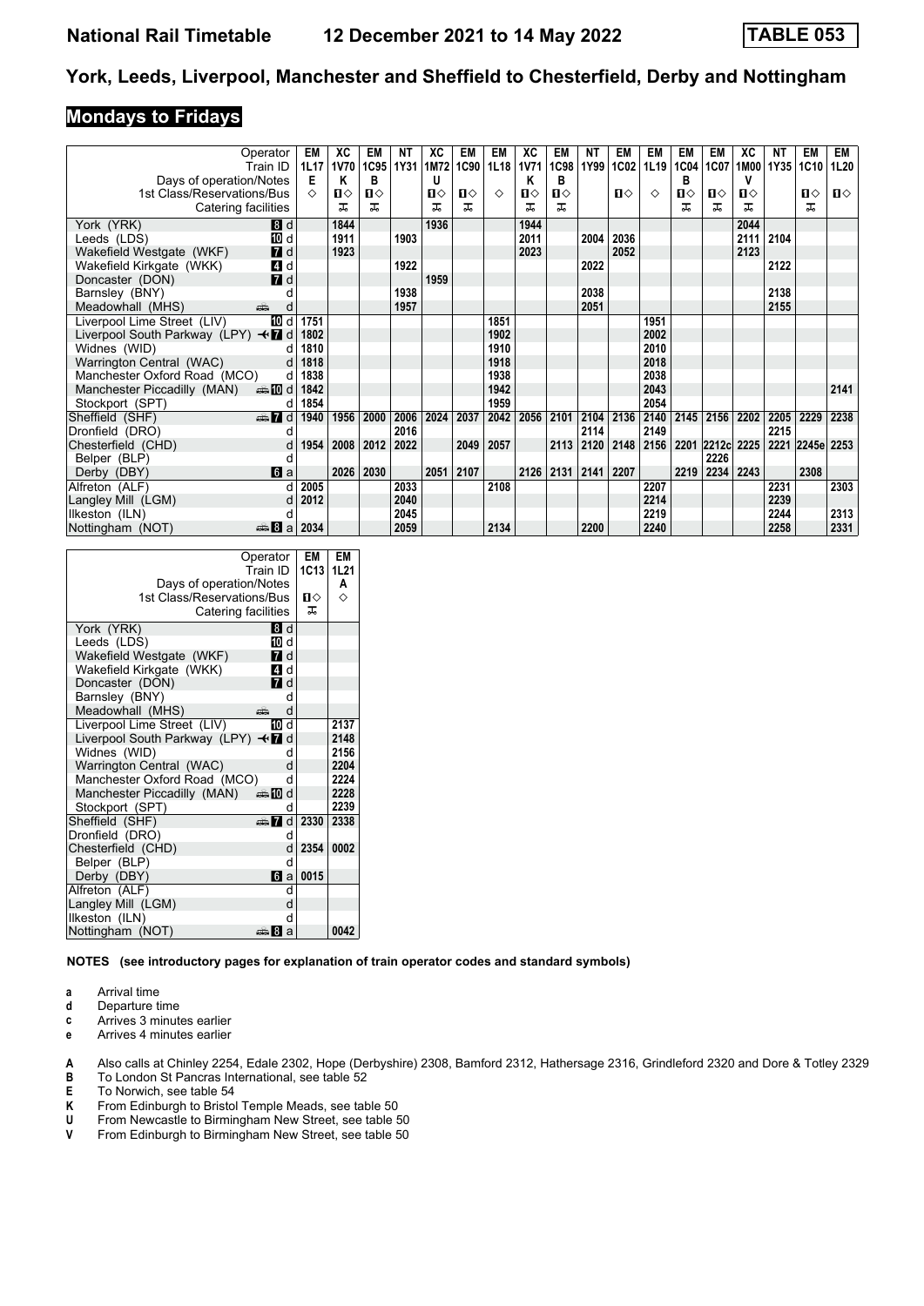# National Rail Timetable 12 December 2021 to 14 May 2022 TABLE 053

## York, Leeds, Liverpool, Manchester and Sheffield to Chesterfield, Derby and Nottingham

## Mondays to Fridays

| Operator | | EM | XC | EM | NT | XC | EM | EM | XC | EM | NT | EM | EM | EM | EM | XC | NT | EM | EM |
|---|---|---|---|---|---|---|---|---|---|---|---|---|---|---|---|---|---|---|---|
| Train ID | | 1L17 | 1V70 | 1C95 | 1Y31 | 1M72 | 1C90 | 1L18 | 1V71 | 1C98 | 1Y99 | 1C02 | 1L19 | 1C04 | 1C07 | 1M00 | 1Y35 | 1C10 | 1L20 |
| Days of operation/Notes | | E | K | B | | U | | | K | B | | | | B | | V | | | |
| 1st Class/Reservations/Bus | | ◇ | 1◇ | 1◇ | | 1◇ | 1◇ | ◇ | 1◇ | 1◇ | | 1◇ | ◇ | 1◇ | 1◇ | 1◇ | | 1◇ | 1◇ |
| Catering facilities | | | ⚍ | ⚍ | | ⚍ | ⚍ | | ⚍ | ⚍ | | | | ⚍ | ⚍ | ⚍ | | ⚍ | |
| York (YRK) | 8 d | | 1844 | | | 1936 | | | 1944 | | | | | | | 2044 | | | |
| Leeds (LDS) | 10 d | | 1911 | | 1903 | | | | 2011 | | 2004 | 2036 | | | | 2111 | 2104 | | |
| Wakefield Westgate (WKF) | 7 d | | 1923 | | | | | | 2023 | | | 2052 | | | | 2123 | | | |
| Wakefield Kirkgate (WKK) | 4 d | | | | 1922 | | | | | | 2022 | | | | | | 2122 | | |
| Doncaster (DON) | 7 d | | | | | 1959 | | | | | | | | | | | | | |
| Barnsley (BNY) | d | | | | 1938 | | | | | | 2038 | | | | | | 2138 | | |
| Meadowhall (MHS) | 🚌 d | | | | 1957 | | | | | | 2051 | | | | | | 2155 | | |
| Liverpool Lime Street (LIV) | 10 d | 1751 | | | | | | 1851 | | | | | 1951 | | | | | | |
| Liverpool South Parkway (LPY) | ✈ 7 d | 1802 | | | | | | 1902 | | | | | 2002 | | | | | | |
| Widnes (WID) | d | 1810 | | | | | | 1910 | | | | | 2010 | | | | | | |
| Warrington Central (WAC) | d | 1818 | | | | | | 1918 | | | | | 2018 | | | | | | |
| Manchester Oxford Road (MCO) | d | 1838 | | | | | | 1938 | | | | | 2038 | | | | | | |
| Manchester Piccadilly (MAN) | 🚌 10 d | 1842 | | | | | | 1942 | | | | | 2043 | | | | | | 2141 |
| Stockport (SPT) | d | 1854 | | | | | | 1959 | | | | | 2054 | | | | | | |
| Sheffield (SHF) | 🚌 7 d | 1940 | 1956 | 2000 | 2006 | 2024 | 2037 | 2042 | 2056 | 2101 | 2104 | 2136 | 2140 | 2145 | 2156 | 2202 | 2205 | 2229 | 2238 |
| Dronfield (DRO) | d | | | | 2016 | | | | | | 2114 | | 2149 | | | | 2215 | | |
| Chesterfield (CHD) | d | 1954 | 2008 | 2012 | 2022 | | 2049 | 2057 | | 2113 | 2120 | 2148 | 2156 | 2201 | 2212c | 2225 | 2221 | 2245e | 2253 |
| Belper (BLP) | d | | | | | | | | | | | | | | 2226 | | | | |
| Derby (DBY) | 6 a | | 2026 | 2030 | | 2051 | 2107 | | 2126 | 2131 | 2141 | 2207 | | 2219 | 2234 | 2243 | | 2308 | |
| Alfreton (ALF) | d | 2005 | | | 2033 | | | 2108 | | | | | 2207 | | | | 2231 | | 2303 |
| Langley Mill (LGM) | d | 2012 | | | 2040 | | | | | | | | 2214 | | | | 2239 | | |
| Ilkeston (ILN) | d | | | | 2045 | | | | | | | | 2219 | | | | 2244 | | 2313 |
| Nottingham (NOT) | 🚌 8 a | 2034 | | | 2059 | | | 2134 | | | 2200 | | 2240 | | | | 2258 | | 2331 |

| Operator | | EM | EM |
|---|---|---|---|
| Train ID | | 1C13 | 1L21 |
| Days of operation/Notes | | | A |
| 1st Class/Reservations/Bus | | 1◇ | ◇ |
| Catering facilities | | ⚍ | |
| York (YRK) | 8 d | | |
| Leeds (LDS) | 10 d | | |
| Wakefield Westgate (WKF) | 7 d | | |
| Wakefield Kirkgate (WKK) | 4 d | | |
| Doncaster (DON) | 7 d | | |
| Barnsley (BNY) | d | | |
| Meadowhall (MHS) | 🚌 d | | |
| Liverpool Lime Street (LIV) | 10 d | | 2137 |
| Liverpool South Parkway (LPY) | ✈ 7 d | | 2148 |
| Widnes (WID) | d | | 2156 |
| Warrington Central (WAC) | d | | 2204 |
| Manchester Oxford Road (MCO) | d | | 2224 |
| Manchester Piccadilly (MAN) | 🚌 10 d | | 2228 |
| Stockport (SPT) | d | | 2239 |
| Sheffield (SHF) | 🚌 7 d | 2330 | 2338 |
| Dronfield (DRO) | d | | |
| Chesterfield (CHD) | d | 2354 | 0002 |
| Belper (BLP) | d | | |
| Derby (DBY) | 6 a | 0015 | |
| Alfreton (ALF) | d | | |
| Langley Mill (LGM) | d | | |
| Ilkeston (ILN) | d | | |
| Nottingham (NOT) | 🚌 8 a | | 0042 |

**NOTES (see introductory pages for explanation of train operator codes and standard symbols)**

- **a** Arrival time
- **d** Departure time
- **c** Arrives 3 minutes earlier
- **e** Arrives 4 minutes earlier

- **A** Also calls at Chinley 2254, Edale 2302, Hope (Derbyshire) 2308, Bamford 2312, Hathersage 2316, Grindleford 2320 and Dore & Totley 2329
- **B** To London St Pancras International, see table 52
- **E** To Norwich, see table 54
- **K** From Edinburgh to Bristol Temple Meads, see table 50
- **U** From Newcastle to Birmingham New Street, see table 50
- **V** From Edinburgh to Birmingham New Street, see table 50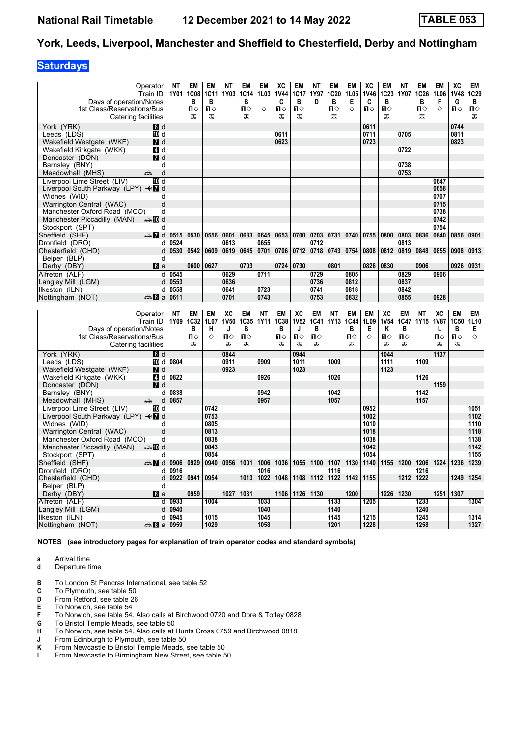# National Rail Timetable 12 December 2021 to 14 May 2022 TABLE 053

## York, Leeds, Liverpool, Manchester and Sheffield to Chesterfield, Derby and Nottingham

### Saturdays

| Operator | | NT | EM | EM | NT | EM | EM | XC | EM | NT | EM | EM | XC | EM | NT | EM | EM | XC | EM |
|---|---|---|---|---|---|---|---|---|---|---|---|---|---|---|---|---|---|---|---|
| Train ID | | 1Y01 | 1C08 | 1C11 | 1Y03 | 1C14 | 1L03 | 1V44 | 1C17 | 1Y97 | 1C20 | 1L05 | 1V46 | 1C23 | 1Y07 | 1C26 | 1L06 | 1V48 | 1C29 |
| Days of operation/Notes | | | B | B | | B | | C | B | D | B | E | C | B | | B | F | G | B |
| 1st Class/Reservations/Bus | | | 1◇ | 1◇ | | 1◇ | ◇ | 1◇ | 1◇ | | 1◇ | ◇ | 1◇ | 1◇ | | 1◇ | ◇ | 1◇ | 1◇ |
| Catering facilities | | | ᚁ | ᚁ | | ᚁ | | ᚁ | ᚁ | | ᚁ | | | ᚁ | | ᚁ | | | ᚁ |
| York (YRK) | 8 d | | | | | | | | | | | | 0611 | | | | | 0744 | |
| Leeds (LDS) | 10 d | | | | | | | 0611 | | | | | 0711 | | 0705 | | | 0811 | |
| Wakefield Westgate (WKF) | 7 d | | | | | | | 0623 | | | | | 0723 | | | | | 0823 | |
| Wakefield Kirkgate (WKK) | 4 d | | | | | | | | | | | | | | 0722 | | | | |
| Doncaster (DON) | 7 d | | | | | | | | | | | | | | | | | | |
| Barnsley (BNY) | d | | | | | | | | | | | | | | 0738 | | | | |
| Meadowhall (MHS) | d | | | | | | | | | | | | | | 0753 | | | | |
| Liverpool Lime Street (LIV) | 10 d | | | | | | | | | | | | | | | | 0647 | | |
| Liverpool South Parkway (LPY) | 7 d | | | | | | | | | | | | | | | | 0658 | | |
| Widnes (WID) | d | | | | | | | | | | | | | | | | 0707 | | |
| Warrington Central (WAC) | d | | | | | | | | | | | | | | | | 0715 | | |
| Manchester Oxford Road (MCO) | d | | | | | | | | | | | | | | | | 0738 | | |
| Manchester Piccadilly (MAN) | 10 d | | | | | | | | | | | | | | | | 0742 | | |
| Stockport (SPT) | d | | | | | | | | | | | | | | | | 0754 | | |
| Sheffield (SHF) | 7 d | 0515 | 0530 | 0556 | 0601 | 0633 | 0645 | 0653 | 0700 | 0703 | 0731 | 0740 | 0755 | 0800 | 0803 | 0836 | 0840 | 0856 | 0901 |
| Dronfield (DRO) | d | 0524 | | | 0613 | | 0655 | | | 0712 | | | | | 0813 | | | | |
| Chesterfield (CHD) | d | 0530 | 0542 | 0609 | 0619 | 0645 | 0701 | 0706 | 0712 | 0718 | 0743 | 0754 | 0808 | 0812 | 0819 | 0848 | 0855 | 0908 | 0913 |
| Belper (BLP) | d | | | | | | | | | | | | | | | | | | |
| Derby (DBY) | 6 a | | 0600 | 0627 | | 0703 | | 0724 | 0730 | | 0801 | | 0826 | 0830 | | 0906 | | 0926 | 0931 |
| Alfreton (ALF) | d | 0545 | | | 0629 | | 0711 | | | 0729 | | 0805 | | | 0829 | | 0906 | | |
| Langley Mill (LGM) | d | 0553 | | | 0636 | | | | | 0736 | | 0812 | | | 0837 | | | | |
| Ilkeston (ILN) | d | 0558 | | | 0641 | | 0723 | | | 0741 | | 0818 | | | 0842 | | | | |
| Nottingham (NOT) | 8 a | 0611 | | | 0701 | | 0743 | | | 0753 | | 0832 | | | 0855 | | 0928 | | |

| Operator | | NT | EM | EM | XC | EM | NT | EM | XC | EM | NT | EM | EM | XC | EM | NT | XC | EM | EM |
|---|---|---|---|---|---|---|---|---|---|---|---|---|---|---|---|---|---|---|---|
| Train ID | | 1Y09 | 1C32 | 1L07 | 1V50 | 1C35 | 1Y11 | 1C38 | 1V52 | 1C41 | 1Y13 | 1C44 | 1L09 | 1V54 | 1C47 | 1Y15 | 1V87 | 1C50 | 1L10 |
| Days of operation/Notes | | | B | H | J | B | | B | J | B | | B | E | K | B | | L | B | E |
| 1st Class/Reservations/Bus | | | 1◇ | ◇ | 1◇ | 1◇ | | 1◇ | 1◇ | 1◇ | | 1◇ | ◇ | 1◇ | 1◇ | | 1◇ | 1◇ | ◇ |
| Catering facilities | | | ᚁ | | ᚁ | ᚁ | | ᚁ | ᚁ | ᚁ | | ᚁ | | ᚁ | ᚁ | | ᚁ | ᚁ | |
| York (YRK) | 8 d | | | | 0844 | | | | 0944 | | | | | 1044 | | | 1137 | | |
| Leeds (LDS) | 10 d | 0804 | | | 0911 | | 0909 | | 1011 | | 1009 | | | 1111 | | 1109 | | | |
| Wakefield Westgate (WKF) | 7 d | | | | 0923 | | | | 1023 | | | | | 1123 | | | | | |
| Wakefield Kirkgate (WKK) | 4 d | 0822 | | | | | 0926 | | | | 1026 | | | | | 1126 | | | |
| Doncaster (DON) | 7 d | | | | | | | | | | | | | | | | 1159 | | |
| Barnsley (BNY) | d | 0838 | | | | | 0942 | | | | 1042 | | | | | 1142 | | | |
| Meadowhall (MHS) | d | 0857 | | | | | 0957 | | | | 1057 | | | | | 1157 | | | |
| Liverpool Lime Street (LIV) | 10 d | | | 0742 | | | | | | | | | 0952 | | | | | | 1051 |
| Liverpool South Parkway (LPY) | 7 d | | | 0753 | | | | | | | | | 1002 | | | | | | 1102 |
| Widnes (WID) | d | | | 0805 | | | | | | | | | 1010 | | | | | | 1110 |
| Warrington Central (WAC) | d | | | 0813 | | | | | | | | | 1018 | | | | | | 1118 |
| Manchester Oxford Road (MCO) | d | | | 0838 | | | | | | | | | 1038 | | | | | | 1138 |
| Manchester Piccadilly (MAN) | 10 d | | | 0843 | | | | | | | | | 1042 | | | | | | 1142 |
| Stockport (SPT) | d | | | 0854 | | | | | | | | | 1054 | | | | | | 1155 |
| Sheffield (SHF) | 7 d | 0906 | 0929 | 0940 | 0956 | 1001 | 1006 | 1036 | 1055 | 1100 | 1107 | 1130 | 1140 | 1155 | 1200 | 1206 | 1224 | 1236 | 1239 |
| Dronfield (DRO) | d | 0916 | | | | | 1016 | | | | 1116 | | | | | 1216 | | | |
| Chesterfield (CHD) | d | 0922 | 0941 | 0954 | | 1013 | 1022 | 1048 | 1108 | 1112 | 1122 | 1142 | 1155 | | 1212 | 1222 | | 1249 | 1254 |
| Belper (BLP) | d | | | | | | | | | | | | | | | | | | |
| Derby (DBY) | 6 a | | 0959 | | 1027 | 1031 | | 1106 | 1126 | 1130 | | 1200 | | 1226 | 1230 | | 1251 | 1307 | |
| Alfreton (ALF) | d | 0933 | | 1004 | | | 1033 | | | | 1133 | | 1205 | | | 1233 | | | 1304 |
| Langley Mill (LGM) | d | 0940 | | | | | 1040 | | | | 1140 | | | | | 1240 | | | |
| Ilkeston (ILN) | d | 0945 | | 1015 | | | 1045 | | | | 1145 | | 1215 | | | 1245 | | | 1314 |
| Nottingham (NOT) | 8 a | 0959 | | 1029 | | | 1058 | | | | 1201 | | 1228 | | | 1258 | | | 1327 |

**NOTES (see introductory pages for explanation of train operator codes and standard symbols)**

- **a** Arrival time
- **d** Departure time

- **B** To London St Pancras International, see table 52
- **C** To Plymouth, see table 50
- **D** From Retford, see table 26
- **E** To Norwich, see table 54
- **F** To Norwich, see table 54. Also calls at Birchwood 0720 and Dore & Totley 0828
- **G** To Bristol Temple Meads, see table 50
- **H** To Norwich, see table 54. Also calls at Hunts Cross 0759 and Birchwood 0818
- **J** From Edinburgh to Plymouth, see table 50
- **K** From Newcastle to Bristol Temple Meads, see table 50
- **L** From Newcastle to Birmingham New Street, see table 50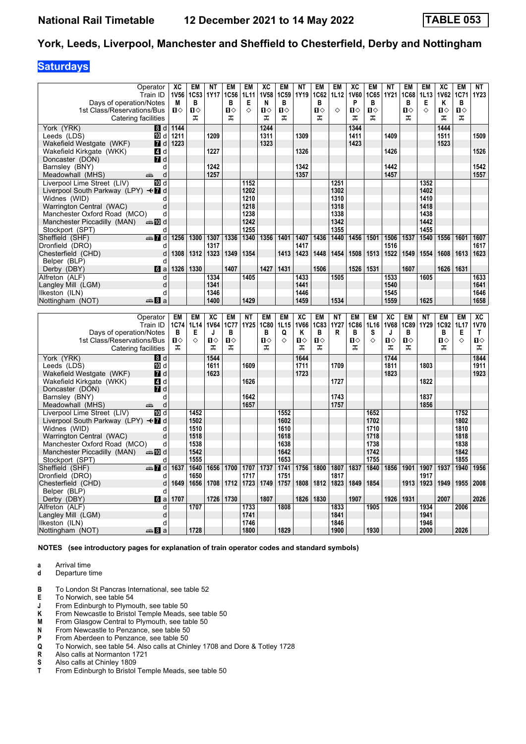**National Rail Timetable** **12 December 2021 to 14 May 2022** **TABLE 053**

## York, Leeds, Liverpool, Manchester and Sheffield to Chesterfield, Derby and Nottingham

### Saturdays

| Operator | | XC | EM | NT | EM | EM | XC | EM | NT | EM | EM | XC | EM | NT | EM | EM | XC | EM | NT |
|---|---|---|---|---|---|---|---|---|---|---|---|---|---|---|---|---|---|---|---|
| Train ID | | 1V56 | 1C53 | 1Y17 | 1C56 | 1L11 | 1V58 | 1C59 | 1Y19 | 1C62 | 1L12 | 1V60 | 1C65 | 1Y21 | 1C68 | 1L13 | 1V62 | 1C71 | 1Y23 |
| Days of operation/Notes | | M | B | | B | E | N | B | | B | | P | B | | B | E | K | B | |
| 1st Class/Reservations/Bus | | ■◇ | ■◇ | | ■◇ | ◇ | ■◇ | ■◇ | | ■◇ | ◇ | ■◇ | ■◇ | | ■◇ | ◇ | ■◇ | ■◇ | |
| Catering facilities | | ⊼ | ⊼ | | ⊼ | | ⊼ | ⊼ | | ⊼ | | ⊼ | ⊼ | | ⊼ | | ⊼ | ⊼ | |
| York (YRK) | 8 d | 1144 | | | | | 1244 | | | | | 1344 | | | | | 1444 | | |
| Leeds (LDS) | 10 d | 1211 | | 1209 | | | 1311 | | 1309 | | | 1411 | | 1409 | | | 1511 | | 1509 |
| Wakefield Westgate (WKF) | 7 d | 1223 | | | | | 1323 | | | | | 1423 | | | | | 1523 | | |
| Wakefield Kirkgate (WKK) | 4 d | | | 1227 | | | | | 1326 | | | | | 1426 | | | | | 1526 |
| Doncaster (DON) | 7 d | | | | | | | | | | | | | | | | | | |
| Barnsley (BNY) | d | | | 1242 | | | | | 1342 | | | | | 1442 | | | | | 1542 |
| Meadowhall (MHS) | d | | | 1257 | | | | | 1357 | | | | | 1457 | | | | | 1557 |
| Liverpool Lime Street (LIV) | 10 d | | | | | 1152 | | | | | 1251 | | | | | 1352 | | | |
| Liverpool South Parkway (LPY) | 7 d | | | | | 1202 | | | | | 1302 | | | | | 1402 | | | |
| Widnes (WID) | d | | | | | 1210 | | | | | 1310 | | | | | 1410 | | | |
| Warrington Central (WAC) | d | | | | | 1218 | | | | | 1318 | | | | | 1418 | | | |
| Manchester Oxford Road (MCO) | d | | | | | 1238 | | | | | 1338 | | | | | 1438 | | | |
| Manchester Piccadilly (MAN) | 10 d | | | | | 1242 | | | | | 1342 | | | | | 1442 | | | |
| Stockport (SPT) | d | | | | | 1255 | | | | | 1355 | | | | | 1455 | | | |
| Sheffield (SHF) | 7 d | 1256 | 1300 | 1307 | 1336 | 1340 | 1356 | 1401 | 1407 | 1436 | 1440 | 1456 | 1501 | 1506 | 1537 | 1540 | 1556 | 1601 | 1607 |
| Dronfield (DRO) | d | | | 1317 | | | | | 1417 | | | | | 1516 | | | | | 1617 |
| Chesterfield (CHD) | d | 1308 | 1312 | 1323 | 1349 | 1354 | | 1413 | 1423 | 1448 | 1454 | 1508 | 1513 | 1522 | 1549 | 1554 | 1608 | 1613 | 1623 |
| Belper (BLP) | d | | | | | | | | | | | | | | | | | | |
| Derby (DBY) | 6 a | 1326 | 1330 | | 1407 | | 1427 | 1431 | | 1506 | | 1526 | 1531 | | 1607 | | 1626 | 1631 | |
| Alfreton (ALF) | d | | | 1334 | | 1405 | | | 1433 | | 1505 | | | 1533 | | 1605 | | | 1633 |
| Langley Mill (LGM) | d | | | 1341 | | | | | 1441 | | | | | 1540 | | | | | 1641 |
| Ilkeston (ILN) | d | | | 1346 | | | | | 1446 | | | | | 1545 | | | | | 1646 |
| Nottingham (NOT) | 8 a | | | 1400 | | 1429 | | | 1459 | | 1534 | | | 1559 | | 1625 | | | 1658 |

| Operator | | EM | EM | XC | EM | NT | EM | EM | XC | EM | NT | EM | EM | XC | EM | NT | EM | EM | XC |
|---|---|---|---|---|---|---|---|---|---|---|---|---|---|---|---|---|---|---|---|
| Train ID | | 1C74 | 1L14 | 1V64 | 1C77 | 1Y25 | 1C80 | 1L15 | 1V66 | 1C83 | 1Y27 | 1C86 | 1L16 | 1V68 | 1C89 | 1Y29 | 1C92 | 1L17 | 1V70 |
| Days of operation/Notes | | B | E | J | B | | B | Q | K | B | R | B | S | J | B | | B | E | T |
| 1st Class/Reservations/Bus | | ■◇ | ◇ | ■◇ | ■◇ | | ■◇ | ◇ | ■◇ | ■◇ | | ■◇ | ◇ | ■◇ | ■◇ | | ■◇ | ◇ | ■◇ |
| Catering facilities | | ⊼ | | ⊼ | ⊼ | | ⊼ | | ⊼ | ⊼ | | ⊼ | | ⊼ | ⊼ | | ⊼ | | ⊼ |
| York (YRK) | 8 d | | | 1544 | | | | | 1644 | | | | | 1744 | | | | | 1844 |
| Leeds (LDS) | 10 d | | | 1611 | | 1609 | | | 1711 | | 1709 | | | 1811 | | 1803 | | | 1911 |
| Wakefield Westgate (WKF) | 7 d | | | 1623 | | | | | 1723 | | | | | 1823 | | | | | 1923 |
| Wakefield Kirkgate (WKK) | 4 d | | | | | 1626 | | | | | 1727 | | | | | 1822 | | | |
| Doncaster (DON) | 7 d | | | | | | | | | | | | | | | | | | |
| Barnsley (BNY) | d | | | | | 1642 | | | | | 1743 | | | | | 1837 | | | |
| Meadowhall (MHS) | d | | | | | 1657 | | | | | 1757 | | | | | 1856 | | | |
| Liverpool Lime Street (LIV) | 10 d | | 1452 | | | | | 1552 | | | | | 1652 | | | | | 1752 | |
| Liverpool South Parkway (LPY) | 7 d | | 1502 | | | | | 1602 | | | | | 1702 | | | | | 1802 | |
| Widnes (WID) | d | | 1510 | | | | | 1610 | | | | | 1710 | | | | | 1810 | |
| Warrington Central (WAC) | d | | 1518 | | | | | 1618 | | | | | 1718 | | | | | 1818 | |
| Manchester Oxford Road (MCO) | d | | 1538 | | | | | 1638 | | | | | 1738 | | | | | 1838 | |
| Manchester Piccadilly (MAN) | 10 d | | 1542 | | | | | 1642 | | | | | 1742 | | | | | 1842 | |
| Stockport (SPT) | d | | 1555 | | | | | 1653 | | | | | 1755 | | | | | 1855 | |
| Sheffield (SHF) | 7 d | 1637 | 1640 | 1656 | 1700 | 1707 | 1737 | 1741 | 1756 | 1800 | 1807 | 1837 | 1840 | 1856 | 1901 | 1907 | 1937 | 1940 | 1956 |
| Dronfield (DRO) | d | | 1650 | | | 1717 | | 1751 | | | 1817 | | | | | 1917 | | | |
| Chesterfield (CHD) | d | 1649 | 1656 | 1708 | 1712 | 1723 | 1749 | 1757 | 1808 | 1812 | 1823 | 1849 | 1854 | | 1913 | 1923 | 1949 | 1955 | 2008 |
| Belper (BLP) | d | | | | | | | | | | | | | | | | | | |
| Derby (DBY) | 6 a | 1707 | | 1726 | 1730 | | 1807 | | 1826 | 1830 | | 1907 | | 1926 | 1931 | | 2007 | | 2026 |
| Alfreton (ALF) | d | | 1707 | | | 1733 | | 1808 | | | 1833 | | 1905 | | | 1934 | | 2006 | |
| Langley Mill (LGM) | d | | | | | 1741 | | | | | 1841 | | | | | 1941 | | | |
| Ilkeston (ILN) | d | | | | | 1746 | | | | | 1846 | | | | | 1946 | | | |
| Nottingham (NOT) | 8 a | | 1728 | | | 1800 | | 1829 | | | 1900 | | 1930 | | | 2000 | | 2026 | |

**NOTES (see introductory pages for explanation of train operator codes and standard symbols)**

- **a** Arrival time
- **d** Departure time

- **B** To London St Pancras International, see table 52
- **E** To Norwich, see table 54
- **J** From Edinburgh to Plymouth, see table 50
- **K** From Newcastle to Bristol Temple Meads, see table 50
- **M** From Glasgow Central to Plymouth, see table 50
- **N** From Newcastle to Penzance, see table 50
- **P** From Aberdeen to Penzance, see table 50
- **Q** To Norwich, see table 54. Also calls at Chinley 1708 and Dore & Totley 1728
- **R** Also calls at Normanton 1721
- **S** Also calls at Chinley 1809
- **T** From Edinburgh to Bristol Temple Meads, see table 50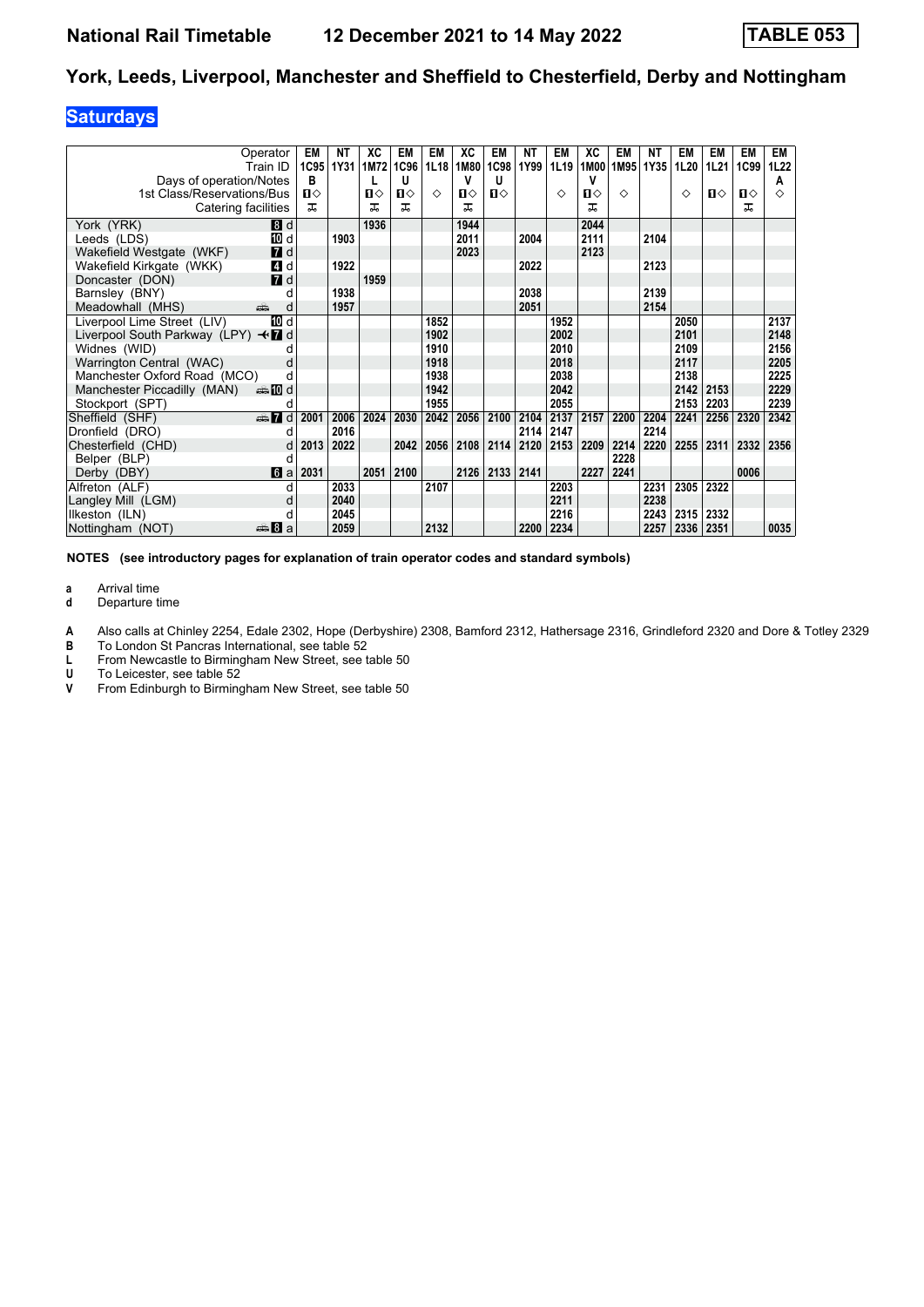# National Rail Timetable    12 December 2021 to 14 May 2022    TABLE 053

## York, Leeds, Liverpool, Manchester and Sheffield to Chesterfield, Derby and Nottingham

### Saturdays

| Operator | | EM | NT | XC | EM | EM | XC | EM | NT | EM | XC | EM | NT | EM | EM | EM | EM |
|---|---|---|---|---|---|---|---|---|---|---|---|---|---|---|---|---|---|
| Train ID | | 1C95 | 1Y31 | 1M72 | 1C96 | 1L18 | 1M80 | 1C98 | 1Y99 | 1L19 | 1M00 | 1M95 | 1Y35 | 1L20 | 1L21 | 1C99 | 1L22 |
| Days of operation/Notes | | B | | L | U | | V | U | | | V | | | | | | A |
| 1st Class/Reservations/Bus | | 1◇ | | 1◇ | 1◇ | ◇ | 1◇ | 1◇ | | ◇ | 1◇ | ◇ | | ◇ | 1◇ | 1◇ | ◇ |
| Catering facilities | | ⚹ | | ⚹ | ⚹ | | ⚹ | | | | ⚹ | | | | | ⚹ | |
| York (YRK) | 8 d | | | 1936 | | | 1944 | | | | 2044 | | | | | | |
| Leeds (LDS) | 10 d | | 1903 | | | | 2011 | | 2004 | | 2111 | | 2104 | | | | |
| Wakefield Westgate (WKF) | 7 d | | | | | | 2023 | | | | 2123 | | | | | | |
| Wakefield Kirkgate (WKK) | 4 d | | 1922 | | | | | | 2022 | | | | 2123 | | | | |
| Doncaster (DON) | 7 d | | | 1959 | | | | | | | | | | | | | |
| Barnsley (BNY) | d | | 1938 | | | | | | 2038 | | | | 2139 | | | | |
| Meadowhall (MHS) | 🚌 d | | 1957 | | | | | | 2051 | | | | 2154 | | | | |
| Liverpool Lime Street (LIV) | 10 d | | | | | 1852 | | | | 1952 | | | | 2050 | | | 2137 |
| Liverpool South Parkway (LPY) ✈ 7 d | | | | | | 1902 | | | | 2002 | | | | 2101 | | | 2148 |
| Widnes (WID) | d | | | | | 1910 | | | | 2010 | | | | 2109 | | | 2156 |
| Warrington Central (WAC) | d | | | | | 1918 | | | | 2018 | | | | 2117 | | | 2205 |
| Manchester Oxford Road (MCO) | d | | | | | 1938 | | | | 2038 | | | | 2138 | | | 2225 |
| Manchester Piccadilly (MAN) | 🚌 10 d | | | | | 1942 | | | | 2042 | | | | 2142 | 2153 | | 2229 |
| Stockport (SPT) | d | | | | | 1955 | | | | 2055 | | | | 2153 | 2203 | | 2239 |
| Sheffield (SHF) | 🚌 7 d | 2001 | 2006 | 2024 | 2030 | 2042 | 2056 | 2100 | 2104 | 2137 | 2157 | 2200 | 2204 | 2241 | 2256 | 2320 | 2342 |
| Dronfield (DRO) | d | | 2016 | | | | | | 2114 | 2147 | | | 2214 | | | | |
| Chesterfield (CHD) | d | 2013 | 2022 | | 2042 | 2056 | 2108 | 2114 | 2120 | 2153 | 2209 | 2214 | 2220 | 2255 | 2311 | 2332 | 2356 |
| Belper (BLP) | d | | | | | | | | | | | 2228 | | | | | |
| Derby (DBY) | 6 a | 2031 | | 2051 | 2100 | | 2126 | 2133 | 2141 | | 2227 | 2241 | | | | 0006 | |
| Alfreton (ALF) | d | | 2033 | | | 2107 | | | | 2203 | | | 2231 | 2305 | 2322 | | |
| Langley Mill (LGM) | d | | 2040 | | | | | | | 2211 | | | 2238 | | | | |
| Ilkeston (ILN) | d | | 2045 | | | | | | | 2216 | | | 2243 | 2315 | 2332 | | |
| Nottingham (NOT) | 🚌 8 a | | 2059 | | | 2132 | | | 2200 | 2234 | | | 2257 | 2336 | 2351 | | 0035 |

**NOTES (see introductory pages for explanation of train operator codes and standard symbols)**

**a** Arrival time
**d** Departure time

**A** Also calls at Chinley 2254, Edale 2302, Hope (Derbyshire) 2308, Bamford 2312, Hathersage 2316, Grindleford 2320 and Dore & Totley 2329
**B** To London St Pancras International, see table 52
**L** From Newcastle to Birmingham New Street, see table 50
**U** To Leicester, see table 52
**V** From Edinburgh to Birmingham New Street, see table 50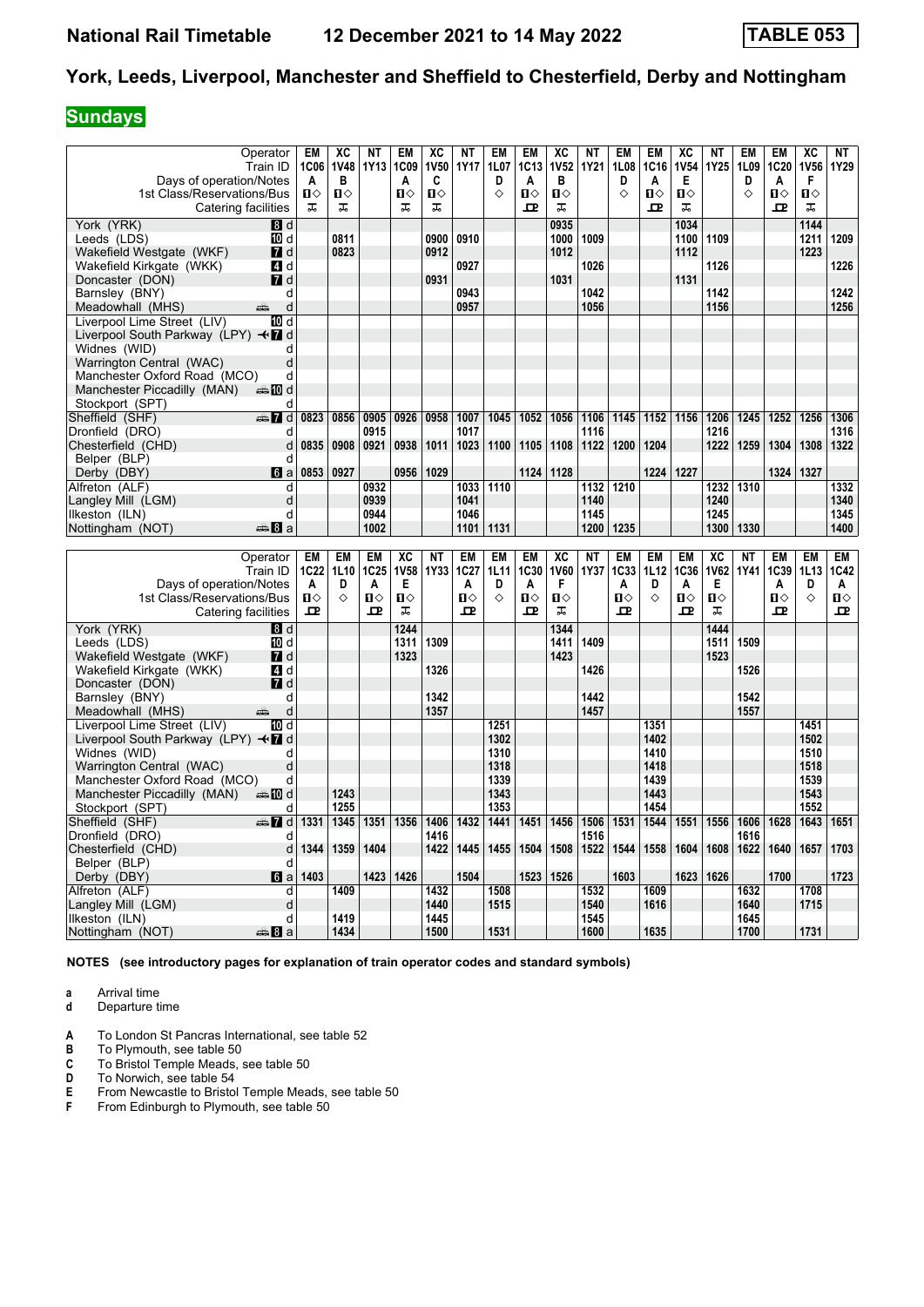# National Rail Timetable 12 December 2021 to 14 May 2022 TABLE 053

## York, Leeds, Liverpool, Manchester and Sheffield to Chesterfield, Derby and Nottingham

**Sundays**

| Operator | | EM | XC | NT | EM | XC | NT | EM | EM | XC | NT | EM | EM | XC | NT | EM | EM | XC | NT |
|---|---|---|---|---|---|---|---|---|---|---|---|---|---|---|---|---|---|---|---|
| Train ID | | 1C06 | 1V48 | 1Y13 | 1C09 | 1V50 | 1Y17 | 1L07 | 1C13 | 1V52 | 1Y21 | 1L08 | 1C16 | 1V54 | 1Y25 | 1L09 | 1C20 | 1V56 | 1Y29 |
| Days of operation/Notes | | A | B | | A | C | | D | A | B | | D | A | E | | D | A | F | |
| 1st Class/Reservations/Bus | | 1◇ | 1◇ | | 1◇ | 1◇ | | ◇ | 1◇ | 1◇ | | ◇ | 1◇ | 1◇ | | ◇ | 1◇ | 1◇ | |
| Catering facilities | | ⚌ | ⚌ | | ⚌ | ⚌ | | | ⚌ | ⚌ | | | ⚌ | ⚌ | | | ⚌ | ⚌ | |
| York (YRK) | 8 d | | | | | | | | | 0935 | | | | 1034 | | | | 1144 | |
| Leeds (LDS) | 10 d | | 0811 | | | 0900 | 0910 | | | 1000 | 1009 | | | 1100 | 1109 | | | 1211 | 1209 |
| Wakefield Westgate (WKF) | 7 d | | 0823 | | | 0912 | | | | 1012 | | | | 1112 | | | | 1223 | |
| Wakefield Kirkgate (WKK) | 4 d | | | | | | 0927 | | | | 1026 | | | | 1126 | | | | 1226 |
| Doncaster (DON) | 7 d | | | | | 0931 | | | | 1031 | | | | 1131 | | | | | |
| Barnsley (BNY) | d | | | | | | 0943 | | | | 1042 | | | | 1142 | | | | 1242 |
| Meadowhall (MHS) | d | | | | | | 0957 | | | | 1056 | | | | 1156 | | | | 1256 |
| Liverpool Lime Street (LIV) | 10 d | | | | | | | | | | | | | | | | | | |
| Liverpool South Parkway (LPY) | 7 d | | | | | | | | | | | | | | | | | | |
| Widnes (WID) | d | | | | | | | | | | | | | | | | | | |
| Warrington Central (WAC) | d | | | | | | | | | | | | | | | | | | |
| Manchester Oxford Road (MCO) | d | | | | | | | | | | | | | | | | | | |
| Manchester Piccadilly (MAN) | 10 d | | | | | | | | | | | | | | | | | | |
| Stockport (SPT) | d | | | | | | | | | | | | | | | | | | |
| Sheffield (SHF) | 7 d | 0823 | 0856 | 0905 | 0926 | 0958 | 1007 | 1045 | 1052 | 1056 | 1106 | 1145 | 1152 | 1156 | 1206 | 1245 | 1252 | 1256 | 1306 |
| Dronfield (DRO) | d | | | 0915 | | | 1017 | | | | 1116 | | | | 1216 | | | | 1316 |
| Chesterfield (CHD) | d | 0835 | 0908 | 0921 | 0938 | 1011 | 1023 | 1100 | 1105 | 1108 | 1122 | 1200 | 1204 | | 1222 | 1259 | 1304 | 1308 | 1322 |
| Belper (BLP) | d | | | | | | | | | | | | | | | | | | |
| Derby (DBY) | 6 a | 0853 | 0927 | | 0956 | 1029 | | | 1124 | 1128 | | | 1224 | 1227 | | | 1324 | 1327 | |
| Alfreton (ALF) | d | | | 0932 | | | 1033 | 1110 | | | 1132 | 1210 | | | 1232 | 1310 | | | 1332 |
| Langley Mill (LGM) | d | | | 0939 | | | 1041 | | | | 1140 | | | | 1240 | | | | 1340 |
| Ilkeston (ILN) | d | | | 0944 | | | 1046 | | | | 1145 | | | | 1245 | | | | 1345 |
| Nottingham (NOT) | 8 a | | | 1002 | | | 1101 | 1131 | | | 1200 | 1235 | | | 1300 | 1330 | | | 1400 |

| Operator | | EM | EM | EM | XC | NT | EM | EM | EM | XC | NT | EM | EM | EM | XC | NT | EM | EM | EM |
|---|---|---|---|---|---|---|---|---|---|---|---|---|---|---|---|---|---|---|---|
| Train ID | | 1C22 | 1L10 | 1C25 | 1V58 | 1Y33 | 1C27 | 1L11 | 1C30 | 1V60 | 1Y37 | 1C33 | 1L12 | 1C36 | 1V62 | 1Y41 | 1C39 | 1L13 | 1C42 |
| Days of operation/Notes | | A | D | A | E | | A | D | A | F | | A | D | A | E | | A | D | A |
| 1st Class/Reservations/Bus | | 1◇ | ◇ | 1◇ | 1◇ | | 1◇ | ◇ | 1◇ | 1◇ | | 1◇ | ◇ | 1◇ | 1◇ | | 1◇ | ◇ | 1◇ |
| Catering facilities | | ⚌ | | ⚌ | ⚌ | | ⚌ | | ⚌ | ⚌ | | ⚌ | | ⚌ | ⚌ | | ⚌ | | ⚌ |
| York (YRK) | 8 d | | | | 1244 | | | | | 1344 | | | | | 1444 | | | | |
| Leeds (LDS) | 10 d | | | | 1311 | 1309 | | | | 1411 | 1409 | | | | 1511 | 1509 | | | |
| Wakefield Westgate (WKF) | 7 d | | | | 1323 | | | | | 1423 | | | | | 1523 | | | | |
| Wakefield Kirkgate (WKK) | 4 d | | | | | 1326 | | | | | 1426 | | | | | 1526 | | | |
| Doncaster (DON) | 7 d | | | | | | | | | | | | | | | | | | |
| Barnsley (BNY) | d | | | | | 1342 | | | | | 1442 | | | | | 1542 | | | |
| Meadowhall (MHS) | d | | | | | 1357 | | | | | 1457 | | | | | 1557 | | | |
| Liverpool Lime Street (LIV) | 10 d | | | | | | | 1251 | | | | | 1351 | | | | | 1451 | |
| Liverpool South Parkway (LPY) | 7 d | | | | | | | 1302 | | | | | 1402 | | | | | 1502 | |
| Widnes (WID) | d | | | | | | | 1310 | | | | | 1410 | | | | | 1510 | |
| Warrington Central (WAC) | d | | | | | | | 1318 | | | | | 1418 | | | | | 1518 | |
| Manchester Oxford Road (MCO) | d | | | | | | | 1339 | | | | | 1439 | | | | | 1539 | |
| Manchester Piccadilly (MAN) | 10 d | | 1243 | | | | | 1343 | | | | | 1443 | | | | | 1543 | |
| Stockport (SPT) | d | | 1255 | | | | | 1353 | | | | | 1454 | | | | | 1552 | |
| Sheffield (SHF) | 7 d | 1331 | 1345 | 1351 | 1356 | 1406 | 1432 | 1441 | 1451 | 1456 | 1506 | 1531 | 1544 | 1551 | 1556 | 1606 | 1628 | 1643 | 1651 |
| Dronfield (DRO) | d | | | | | 1416 | | | | | 1516 | | | | | 1616 | | | |
| Chesterfield (CHD) | d | 1344 | 1359 | 1404 | | 1422 | 1445 | 1455 | 1504 | 1508 | 1522 | 1544 | 1558 | 1604 | 1608 | 1622 | 1640 | 1657 | 1703 |
| Belper (BLP) | d | | | | | | | | | | | | | | | | | | |
| Derby (DBY) | 6 a | 1403 | | 1423 | 1426 | | 1504 | | 1523 | 1526 | | 1603 | | 1623 | 1626 | | 1700 | | 1723 |
| Alfreton (ALF) | d | | 1409 | | | 1432 | | 1508 | | | 1532 | | 1609 | | | 1632 | | 1708 | |
| Langley Mill (LGM) | d | | | | | 1440 | | 1515 | | | 1540 | | 1616 | | | 1640 | | 1715 | |
| Ilkeston (ILN) | d | | 1419 | | | 1445 | | | | | 1545 | | | | | 1645 | | | |
| Nottingham (NOT) | 8 a | | 1434 | | | 1500 | | 1531 | | | 1600 | | 1635 | | | 1700 | | 1731 | |

**NOTES (see introductory pages for explanation of train operator codes and standard symbols)**

**a** Arrival time
**d** Departure time

**A** To London St Pancras International, see table 52
**B** To Plymouth, see table 50
**C** To Bristol Temple Meads, see table 50
**D** To Norwich, see table 54
**E** From Newcastle to Bristol Temple Meads, see table 50
**F** From Edinburgh to Plymouth, see table 50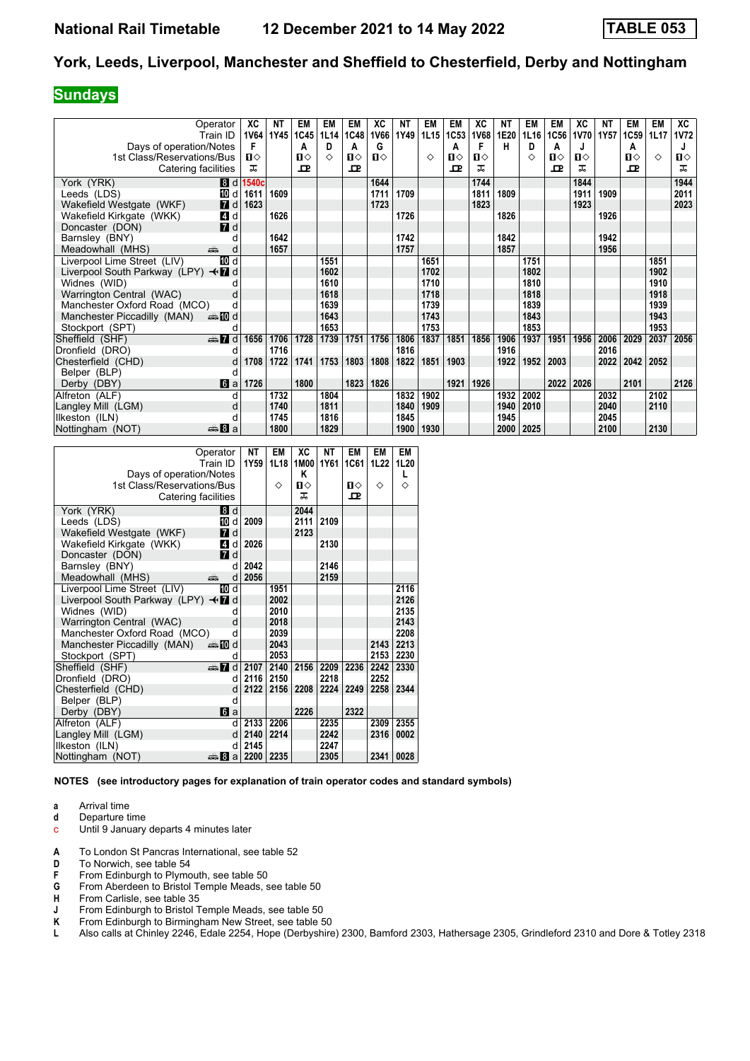# York, Leeds, Liverpool, Manchester and Sheffield to Chesterfield, Derby and Nottingham

## Sundays

| Operator | | XC | NT | EM | EM | EM | XC | NT | EM | EM | XC | NT | EM | EM | XC | NT | EM | EM | XC |
|---|---|---|---|---|---|---|---|---|---|---|---|---|---|---|---|---|---|---|---|
| Train ID | | 1V64 | 1Y45 | 1C45 | 1L14 | 1C48 | 1V66 | 1Y49 | 1L15 | 1C53 | 1V68 | 1E20 | 1L16 | 1C56 | 1V70 | 1Y57 | 1C59 | 1L17 | 1V72 |
| Days of operation/Notes | | F | | A | D | A | G | | | A | F | H | D | A | J | | A | | J |
| 1st Class/Reservations/Bus | | ■◇ | | ■◇ | ◇ | ■◇ | ■◇ | | ◇ | ■◇ | ■◇ | | ◇ | ■◇ | ■◇ | | ■◇ | ◇ | ■◇ |
| Catering facilities | | 🛒 | | ᗫ | | ᗫ | | | | ᗫ | 🛒 | | | ᗫ | 🛒 | | ᗫ | | 🛒 |
| York (YRK) 8 | d | 1540c | | | | | 1644 | | | | 1744 | | | | 1844 | | | | 1944 |
| Leeds (LDS) 10 | d | 1611 | 1609 | | | | 1711 | 1709 | | | 1811 | 1809 | | | 1911 | 1909 | | | 2011 |
| Wakefield Westgate (WKF) 7 | d | 1623 | | | | | 1723 | | | | 1823 | | | | 1923 | | | | 2023 |
| Wakefield Kirkgate (WKK) 4 | d | | 1626 | | | | | 1726 | | | | 1826 | | | | 1926 | | | |
| Doncaster (DON) 7 | d | | | | | | | | | | | | | | | | | | |
| Barnsley (BNY) | d | | 1642 | | | | | 1742 | | | | 1842 | | | | 1942 | | | |
| Meadowhall (MHS) 🚌 | d | | 1657 | | | | | 1757 | | | | 1857 | | | | 1956 | | | |
| Liverpool Lime Street (LIV) 10 | d | | | | 1551 | | | | 1651 | | | | 1751 | | | | | 1851 | |
| Liverpool South Parkway (LPY) ✈ 7 | d | | | | 1602 | | | | 1702 | | | | 1802 | | | | | 1902 | |
| Widnes (WID) | d | | | | 1610 | | | | 1710 | | | | 1810 | | | | | 1910 | |
| Warrington Central (WAC) | d | | | | 1618 | | | | 1718 | | | | 1818 | | | | | 1918 | |
| Manchester Oxford Road (MCO) | d | | | | 1639 | | | | 1739 | | | | 1839 | | | | | 1939 | |
| Manchester Piccadilly (MAN) 🚌 10 | d | | | | 1643 | | | | 1743 | | | | 1843 | | | | | 1943 | |
| Stockport (SPT) | d | | | | 1653 | | | | 1753 | | | | 1853 | | | | | 1953 | |
| Sheffield (SHF) 🚌 7 | d | 1656 | 1706 | 1728 | 1739 | 1751 | 1756 | 1806 | 1837 | 1851 | 1856 | 1906 | 1937 | 1951 | 1956 | 2006 | 2029 | 2037 | 2056 |
| Dronfield (DRO) | d | | 1716 | | | | | 1816 | | | | 1916 | | | | 2016 | | | |
| Chesterfield (CHD) | d | 1708 | 1722 | 1741 | 1753 | 1803 | 1808 | 1822 | 1851 | 1903 | | 1922 | 1952 | 2003 | | 2022 | 2042 | 2052 | |
| Belper (BLP) | d | | | | | | | | | | | | | | | | | | |
| Derby (DBY) 6 | a | 1726 | | 1800 | | 1823 | 1826 | | | 1921 | 1926 | | | 2022 | 2026 | | 2101 | | 2126 |
| Alfreton (ALF) | d | | 1732 | | 1804 | | | 1832 | 1902 | | | 1932 | 2002 | | | 2032 | | 2102 | |
| Langley Mill (LGM) | d | | 1740 | | 1811 | | | 1840 | 1909 | | | 1940 | 2010 | | | 2040 | | 2110 | |
| Ilkeston (ILN) | d | | 1745 | | 1816 | | | 1845 | | | | 1945 | | | | 2045 | | | |
| Nottingham (NOT) 🚌 8 | a | | 1800 | | 1829 | | | 1900 | 1930 | | | 2000 | 2025 | | | 2100 | | 2130 | |

| Operator | | NT | EM | XC | NT | EM | EM | EM |
|---|---|---|---|---|---|---|---|---|
| Train ID | | 1Y59 | 1L18 | 1M00 | 1Y61 | 1C61 | 1L22 | 1L20 |
| Days of operation/Notes | | | | K | | | | L |
| 1st Class/Reservations/Bus | | | ◇ | ■◇ | | ■◇ | ◇ | ◇ |
| Catering facilities | | | | 🛒 | | ᗫ | | |
| York (YRK) 8 | d | | | 2044 | | | | |
| Leeds (LDS) 10 | d | 2009 | | 2111 | 2109 | | | |
| Wakefield Westgate (WKF) 7 | d | | | 2123 | | | | |
| Wakefield Kirkgate (WKK) 4 | d | 2026 | | | 2130 | | | |
| Doncaster (DON) 7 | d | | | | | | | |
| Barnsley (BNY) | d | 2042 | | | 2146 | | | |
| Meadowhall (MHS) 🚌 | d | 2056 | | | 2159 | | | |
| Liverpool Lime Street (LIV) 10 | d | | 1951 | | | | | 2116 |
| Liverpool South Parkway (LPY) ✈ 7 | d | | 2002 | | | | | 2126 |
| Widnes (WID) | d | | 2010 | | | | | 2135 |
| Warrington Central (WAC) | d | | 2018 | | | | | 2143 |
| Manchester Oxford Road (MCO) | d | | 2039 | | | | | 2208 |
| Manchester Piccadilly (MAN) 🚌 10 | d | | 2043 | | | | 2143 | 2213 |
| Stockport (SPT) | d | | 2053 | | | | 2153 | 2230 |
| Sheffield (SHF) 🚌 7 | d | 2107 | 2140 | 2156 | 2209 | 2236 | 2242 | 2330 |
| Dronfield (DRO) | d | 2116 | 2150 | | 2218 | | 2252 | |
| Chesterfield (CHD) | d | 2122 | 2156 | 2208 | 2224 | 2249 | 2258 | 2344 |
| Belper (BLP) | d | | | | | | | |
| Derby (DBY) 6 | a | | | 2226 | | 2322 | | |
| Alfreton (ALF) | d | 2133 | 2206 | | 2235 | | 2309 | 2355 |
| Langley Mill (LGM) | d | 2140 | 2214 | | 2242 | | 2316 | 0002 |
| Ilkeston (ILN) | d | 2145 | | | 2247 | | | |
| Nottingham (NOT) 🚌 8 | a | 2200 | 2235 | | 2305 | | 2341 | 0028 |

**NOTES (see introductory pages for explanation of train operator codes and standard symbols)**

- **a** Arrival time
- **d** Departure time
- **c** Until 9 January departs 4 minutes later

- **A** To London St Pancras International, see table 52
- **D** To Norwich, see table 54
- **F** From Edinburgh to Plymouth, see table 50
- **G** From Aberdeen to Bristol Temple Meads, see table 50
- **H** From Carlisle, see table 35
- **J** From Edinburgh to Bristol Temple Meads, see table 50
- **K** From Edinburgh to Birmingham New Street, see table 50
- **L** Also calls at Chinley 2246, Edale 2254, Hope (Derbyshire) 2300, Bamford 2303, Hathersage 2305, Grindleford 2310 and Dore & Totley 2318